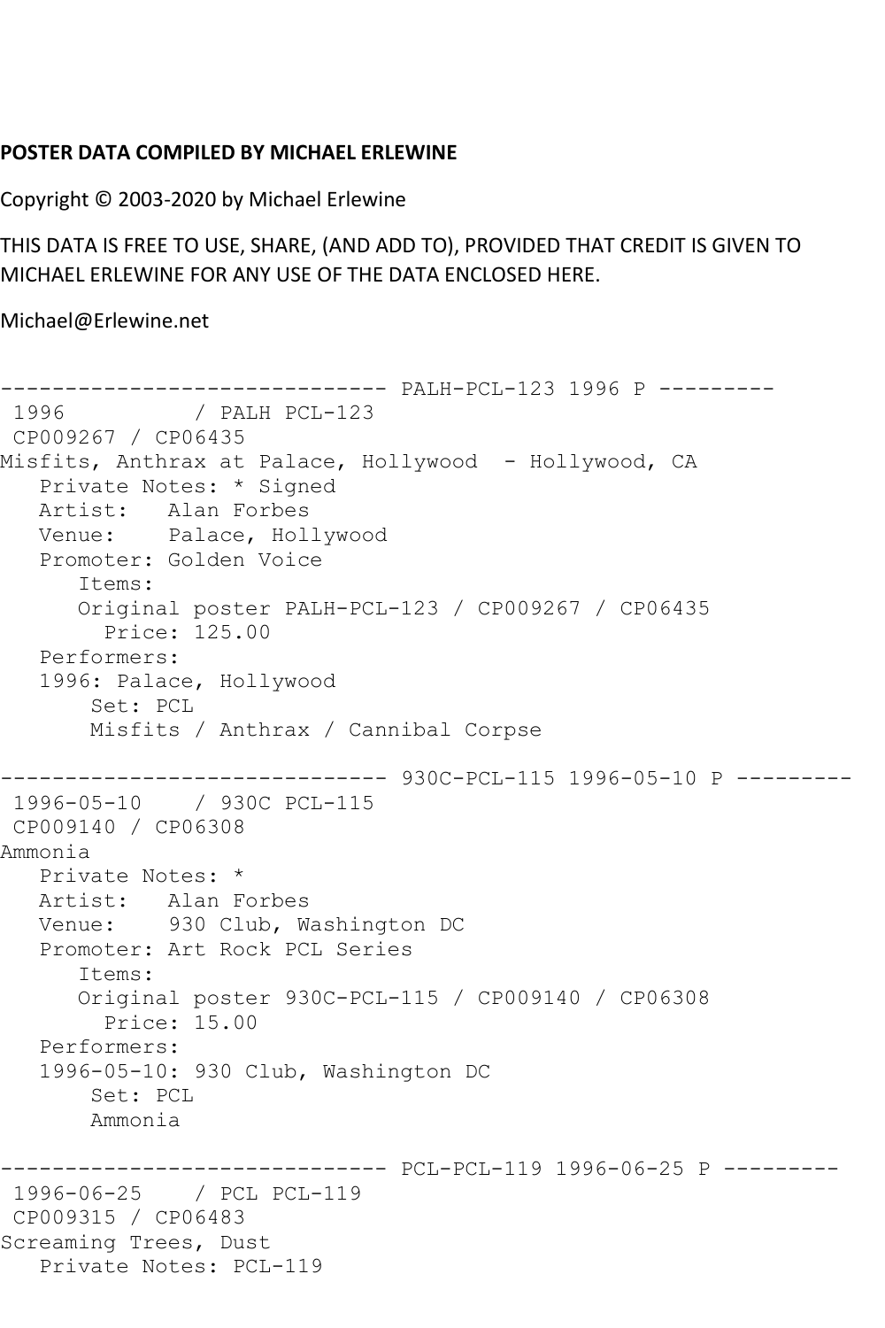**POSTER DATA COMPILED BY MICHAEL ERLEWINE**

Copyright © 2003-2020 by Michael Erlewine

THIS DATA IS FREE TO USE, SHARE, (AND ADD TO), PROVIDED THAT CREDIT IS GIVEN TO MICHAEL ERLEWINE FOR ANY USE OF THE DATA ENCLOSED HERE.

Michael@Erlewine.net

```
------------------------------ PALH-PCL-123 1996 P ---------
 1996          / PALH PCL-123
 CP009267 / CP06435
Misfits, Anthrax at Palace, Hollywood  - Hollywood, CA
   Private Notes: * Signed
   Artist:   Alan Forbes
   Venue:    Palace, Hollywood
   Promoter: Golden Voice
      Items:
      Original poster PALH-PCL-123 / CP009267 / CP06435
        Price: 125.00
   Performers:
   1996: Palace, Hollywood
       Set: PCL
       Misfits / Anthrax / Cannibal Corpse

------------------------------ 930C-PCL-115 1996-05-10 P ---------
 1996-05-10    / 930C PCL-115
 CP009140 / CP06308
Ammonia
   Private Notes: *
   Artist:   Alan Forbes
   Venue:    930 Club, Washington DC
   Promoter: Art Rock PCL Series
      Items:
      Original poster 930C-PCL-115 / CP009140 / CP06308
        Price: 15.00
   Performers:
   1996-05-10: 930 Club, Washington DC
       Set: PCL
       Ammonia

------------------------------ PCL-PCL-119 1996-06-25 P ---------
 1996-06-25    / PCL PCL-119
 CP009315 / CP06483
Screaming Trees, Dust
   Private Notes: PCL-119
```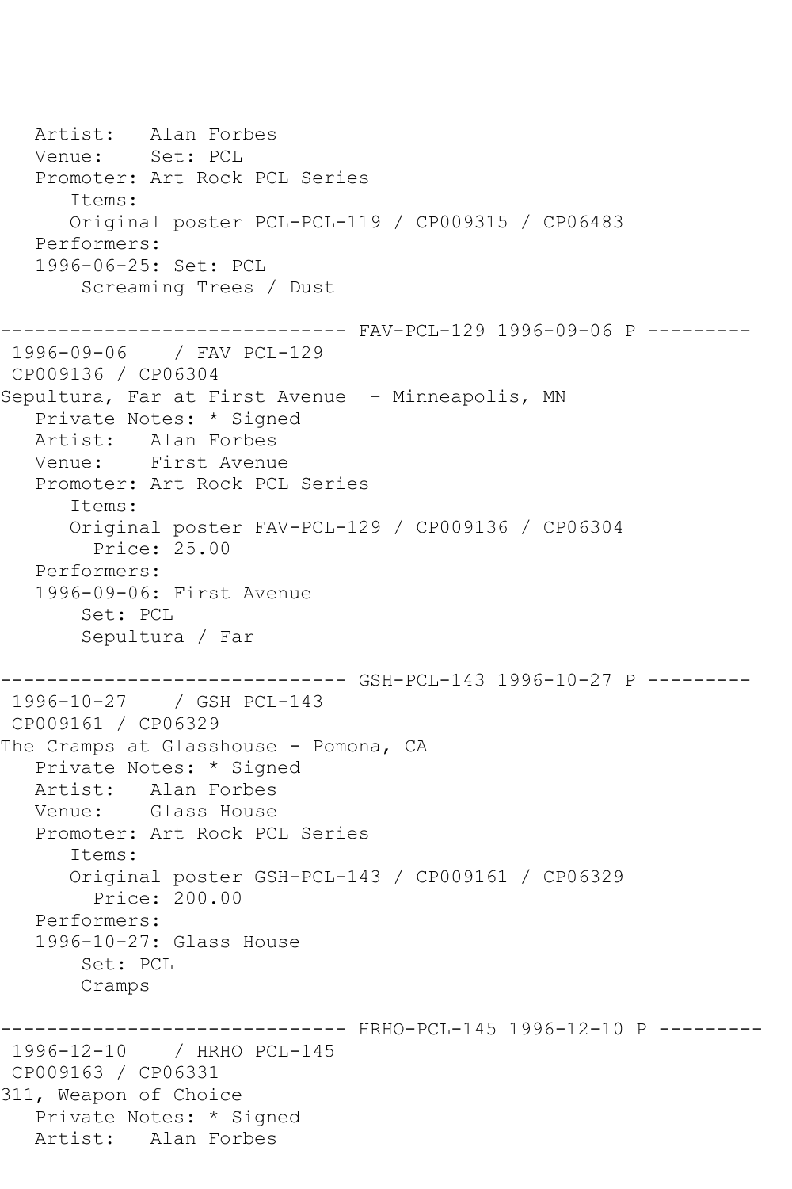Artist:   Alan Forbes
   Venue:    Set: PCL
   Promoter: Art Rock PCL Series
      Items:
      Original poster PCL-PCL-119 / CP009315 / CP06483
   Performers:
   1996-06-25: Set: PCL
       Screaming Trees / Dust

------------------------------ FAV-PCL-129 1996-09-06 P ---------
 1996-09-06    / FAV PCL-129
 CP009136 / CP06304
Sepultura, Far at First Avenue  - Minneapolis, MN
   Private Notes: * Signed
   Artist:   Alan Forbes
   Venue:    First Avenue
   Promoter: Art Rock PCL Series
      Items:
      Original poster FAV-PCL-129 / CP009136 / CP06304
        Price: 25.00
   Performers:
   1996-09-06: First Avenue
       Set: PCL
       Sepultura / Far

------------------------------ GSH-PCL-143 1996-10-27 P ---------
 1996-10-27    / GSH PCL-143
 CP009161 / CP06329
The Cramps at Glasshouse - Pomona, CA
   Private Notes: * Signed
   Artist:   Alan Forbes
   Venue:    Glass House
   Promoter: Art Rock PCL Series
      Items:
      Original poster GSH-PCL-143 / CP009161 / CP06329
        Price: 200.00
   Performers:
   1996-10-27: Glass House
       Set: PCL
       Cramps

------------------------------ HRHO-PCL-145 1996-12-10 P ---------
 1996-12-10    / HRHO PCL-145
 CP009163 / CP06331
311, Weapon of Choice
   Private Notes: * Signed
   Artist:   Alan Forbes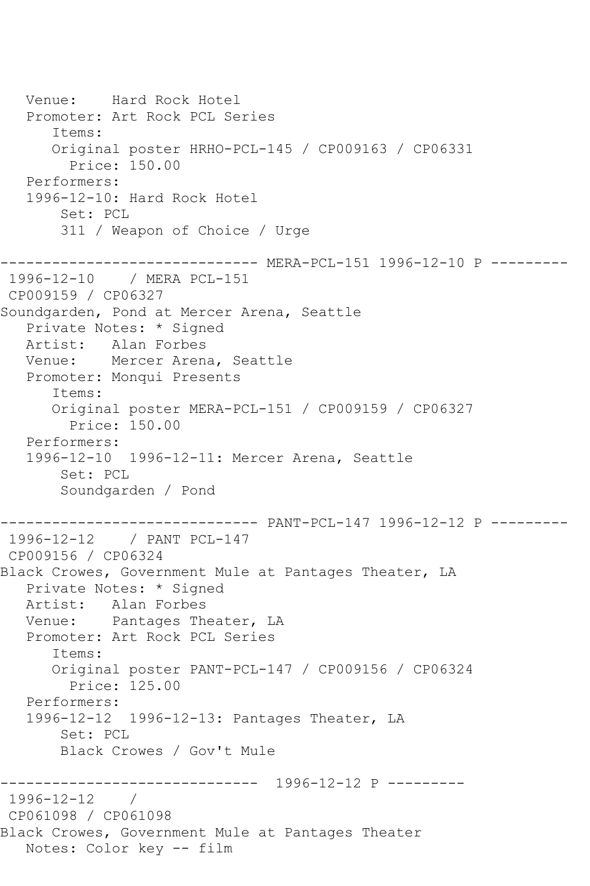```
   Venue:    Hard Rock Hotel
   Promoter: Art Rock PCL Series
      Items:
      Original poster HRHO-PCL-145 / CP009163 / CP06331
        Price: 150.00
   Performers:
   1996-12-10: Hard Rock Hotel
       Set: PCL
       311 / Weapon of Choice / Urge

------------------------------ MERA-PCL-151 1996-12-10 P ---------
 1996-12-10    / MERA PCL-151
 CP009159 / CP06327
Soundgarden, Pond at Mercer Arena, Seattle
   Private Notes: * Signed
   Artist:   Alan Forbes
   Venue:    Mercer Arena, Seattle
   Promoter: Monqui Presents
      Items:
      Original poster MERA-PCL-151 / CP009159 / CP06327
        Price: 150.00
   Performers:
   1996-12-10  1996-12-11: Mercer Arena, Seattle
       Set: PCL
       Soundgarden / Pond

------------------------------ PANT-PCL-147 1996-12-12 P ---------
 1996-12-12    / PANT PCL-147
 CP009156 / CP06324
Black Crowes, Government Mule at Pantages Theater, LA
   Private Notes: * Signed
   Artist:   Alan Forbes
   Venue:    Pantages Theater, LA
   Promoter: Art Rock PCL Series
      Items:
      Original poster PANT-PCL-147 / CP009156 / CP06324
        Price: 125.00
   Performers:
   1996-12-12  1996-12-13: Pantages Theater, LA
       Set: PCL
       Black Crowes / Gov't Mule

------------------------------  1996-12-12 P ---------
 1996-12-12    /
 CP061098 / CP061098
Black Crowes, Government Mule at Pantages Theater
   Notes: Color key -- film
```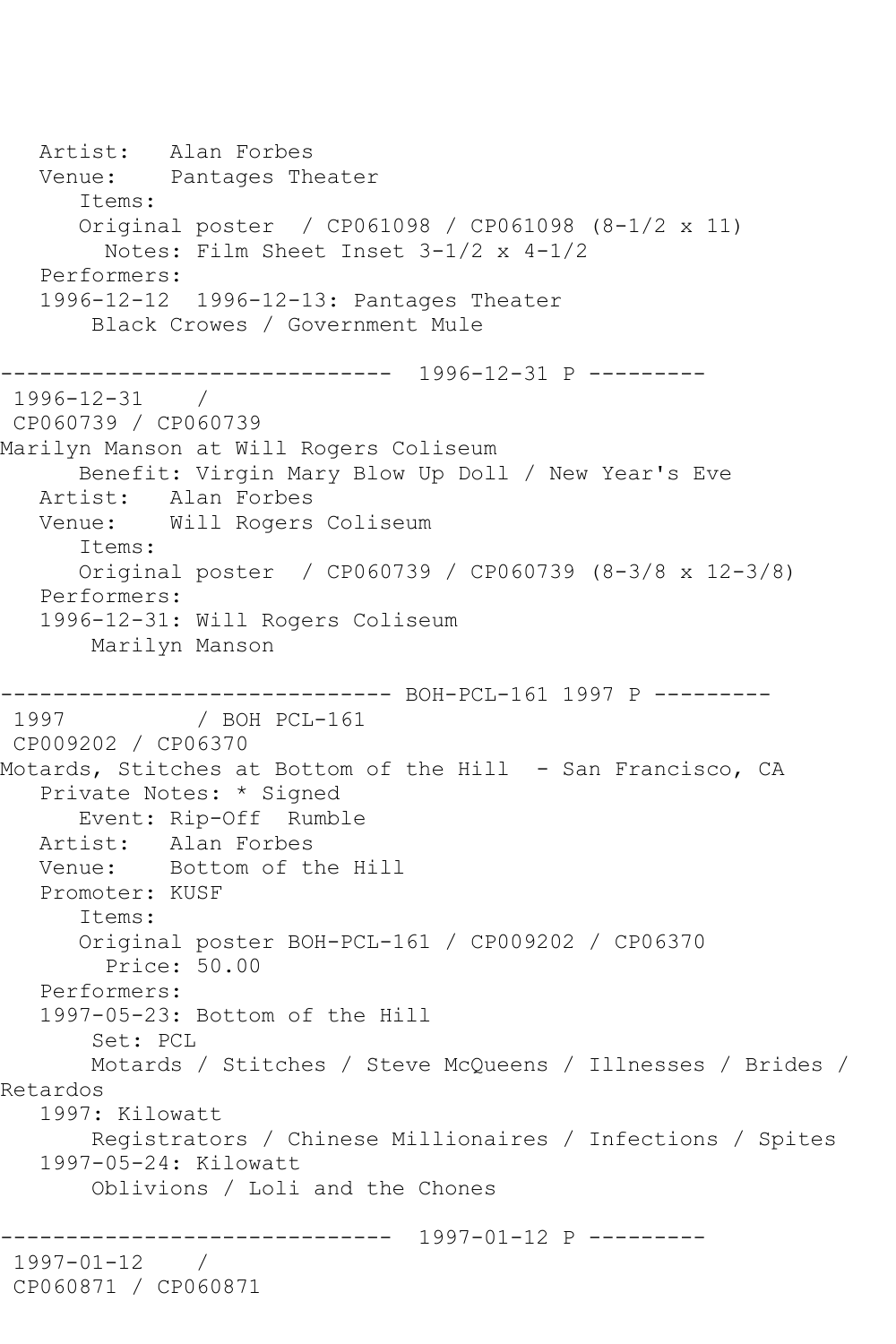```
   Artist:   Alan Forbes
   Venue:    Pantages Theater
      Items:
      Original poster  / CP061098 / CP061098 (8-1/2 x 11)
        Notes: Film Sheet Inset 3-1/2 x 4-1/2
   Performers:
   1996-12-12  1996-12-13: Pantages Theater
       Black Crowes / Government Mule

------------------------------  1996-12-31 P ---------
 1996-12-31    /
 CP060739 / CP060739
Marilyn Manson at Will Rogers Coliseum
      Benefit: Virgin Mary Blow Up Doll / New Year's Eve
   Artist:   Alan Forbes
   Venue:    Will Rogers Coliseum
      Items:
      Original poster  / CP060739 / CP060739 (8-3/8 x 12-3/8)
   Performers:
   1996-12-31: Will Rogers Coliseum
       Marilyn Manson

------------------------------ BOH-PCL-161 1997 P ---------
 1997          / BOH PCL-161
 CP009202 / CP06370
Motards, Stitches at Bottom of the Hill  - San Francisco, CA
   Private Notes: * Signed
      Event: Rip-Off  Rumble
   Artist:   Alan Forbes
   Venue:    Bottom of the Hill
   Promoter: KUSF
      Items:
      Original poster BOH-PCL-161 / CP009202 / CP06370
        Price: 50.00
   Performers:
   1997-05-23: Bottom of the Hill
       Set: PCL
       Motards / Stitches / Steve McQueens / Illnesses / Brides /
Retardos
   1997: Kilowatt
       Registrators / Chinese Millionaires / Infections / Spites
   1997-05-24: Kilowatt
       Oblivions / Loli and the Chones

------------------------------  1997-01-12 P ---------
 1997-01-12    /
 CP060871 / CP060871
```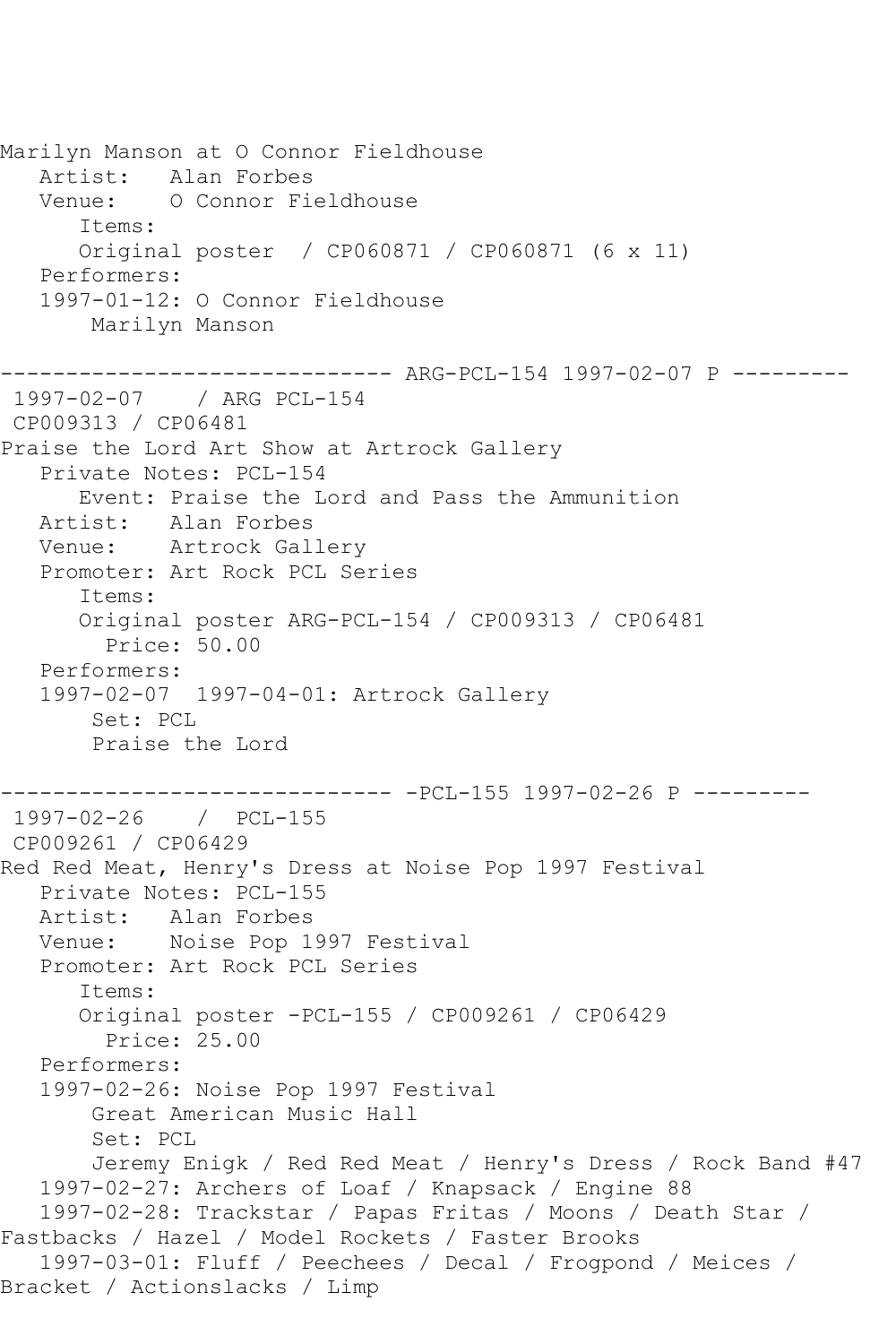Marilyn Manson at O Connor Fieldhouse
   Artist:   Alan Forbes
   Venue:    O Connor Fieldhouse
      Items:
      Original poster  / CP060871 / CP060871 (6 x 11)
   Performers:
   1997-01-12: O Connor Fieldhouse
       Marilyn Manson

------------------------------ ARG-PCL-154 1997-02-07 P ---------
 1997-02-07    / ARG PCL-154
 CP009313 / CP06481
Praise the Lord Art Show at Artrock Gallery
   Private Notes: PCL-154
      Event: Praise the Lord and Pass the Ammunition
   Artist:   Alan Forbes
   Venue:    Artrock Gallery
   Promoter: Art Rock PCL Series
      Items:
      Original poster ARG-PCL-154 / CP009313 / CP06481
        Price: 50.00
   Performers:
   1997-02-07  1997-04-01: Artrock Gallery
       Set: PCL
       Praise the Lord

------------------------------ -PCL-155 1997-02-26 P ---------
 1997-02-26    /  PCL-155
 CP009261 / CP06429
Red Red Meat, Henry's Dress at Noise Pop 1997 Festival
   Private Notes: PCL-155
   Artist:   Alan Forbes
   Venue:    Noise Pop 1997 Festival
   Promoter: Art Rock PCL Series
      Items:
      Original poster -PCL-155 / CP009261 / CP06429
        Price: 25.00
   Performers:
   1997-02-26: Noise Pop 1997 Festival
       Great American Music Hall
       Set: PCL
       Jeremy Enigk / Red Red Meat / Henry's Dress / Rock Band #47
   1997-02-27: Archers of Loaf / Knapsack / Engine 88
   1997-02-28: Trackstar / Papas Fritas / Moons / Death Star / Fastbacks / Hazel / Model Rockets / Faster Brooks
   1997-03-01: Fluff / Peechees / Decal / Frogpond / Meices / Bracket / Actionslacks / Limp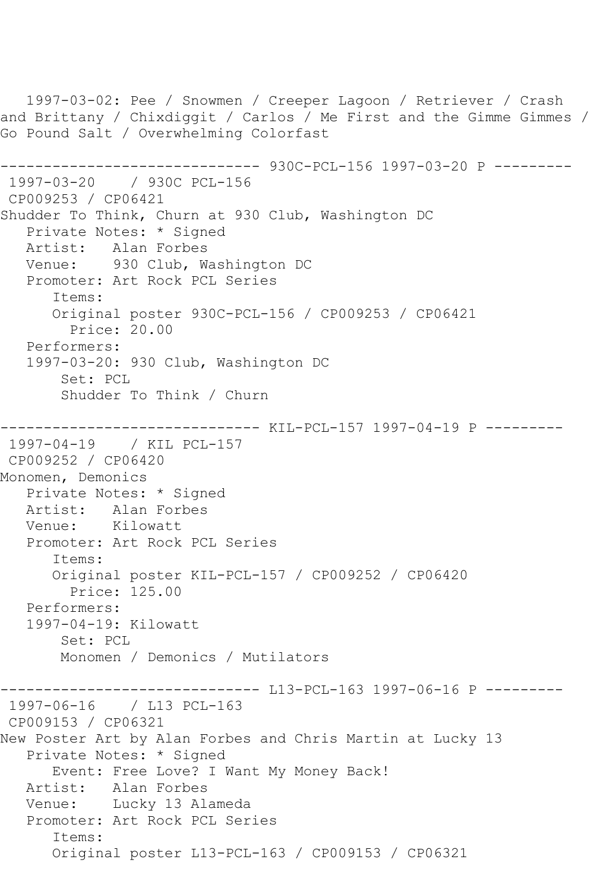1997-03-02: Pee / Snowmen / Creeper Lagoon / Retriever / Crash and Brittany / Chixdiggit / Carlos / Me First and the Gimme Gimmes / Go Pound Salt / Overwhelming Colorfast

------------------------------ 930C-PCL-156 1997-03-20 P ---------

```
 1997-03-20    / 930C PCL-156
 CP009253 / CP06421
Shudder To Think, Churn at 930 Club, Washington DC
   Private Notes: * Signed
   Artist:   Alan Forbes
   Venue:    930 Club, Washington DC
   Promoter: Art Rock PCL Series
      Items:
      Original poster 930C-PCL-156 / CP009253 / CP06421
        Price: 20.00
   Performers:
   1997-03-20: 930 Club, Washington DC
       Set: PCL
       Shudder To Think / Churn
```

------------------------------ KIL-PCL-157 1997-04-19 P ---------

```
 1997-04-19    / KIL PCL-157
 CP009252 / CP06420
Monomen, Demonics
   Private Notes: * Signed
   Artist:   Alan Forbes
   Venue:    Kilowatt
   Promoter: Art Rock PCL Series
      Items:
      Original poster KIL-PCL-157 / CP009252 / CP06420
        Price: 125.00
   Performers:
   1997-04-19: Kilowatt
       Set: PCL
       Monomen / Demonics / Mutilators
```

------------------------------ L13-PCL-163 1997-06-16 P ---------

```
 1997-06-16    / L13 PCL-163
 CP009153 / CP06321
New Poster Art by Alan Forbes and Chris Martin at Lucky 13
   Private Notes: * Signed
      Event: Free Love? I Want My Money Back!
   Artist:   Alan Forbes
   Venue:    Lucky 13 Alameda
   Promoter: Art Rock PCL Series
      Items:
      Original poster L13-PCL-163 / CP009153 / CP06321
```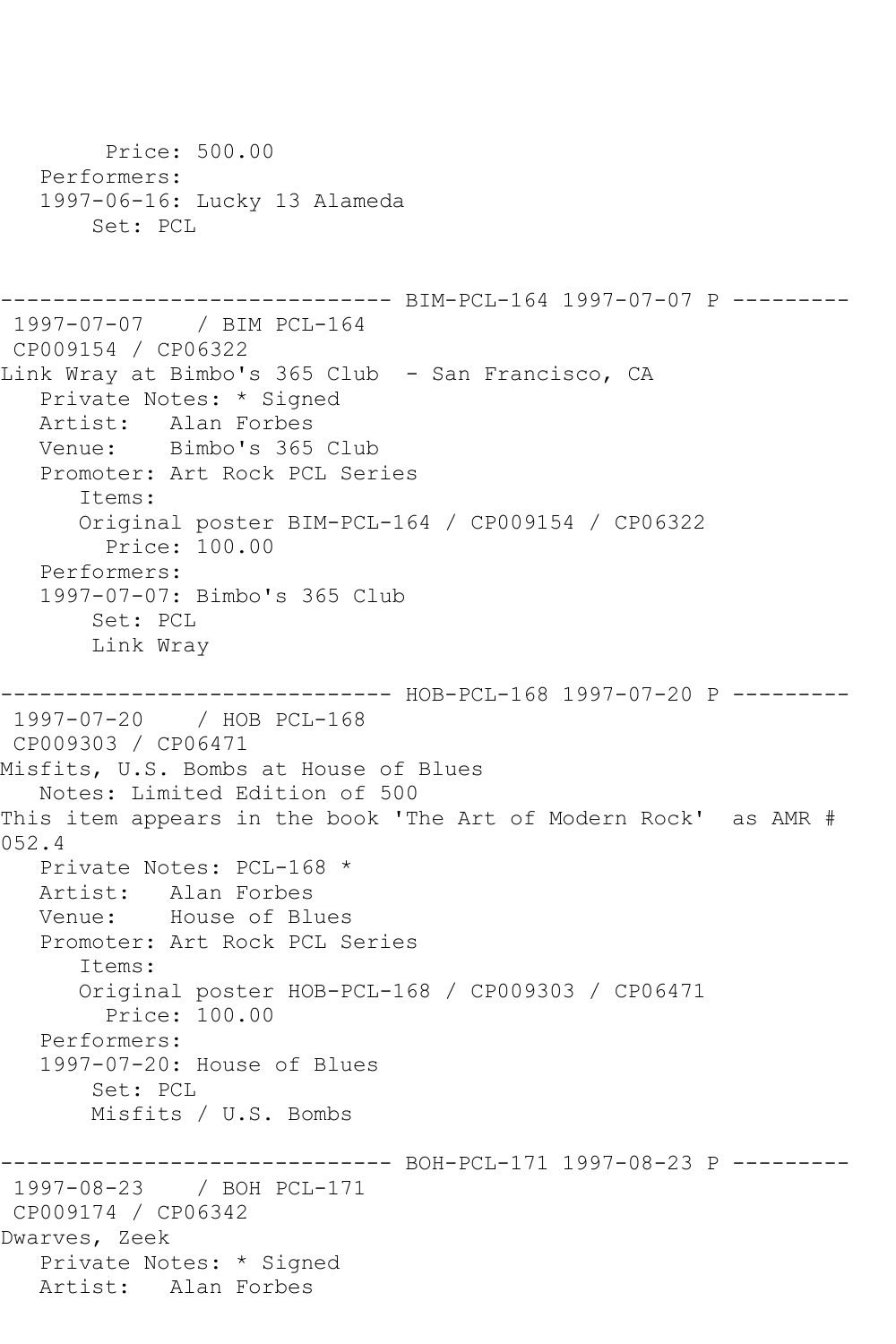Price: 500.00
   Performers:
   1997-06-16: Lucky 13 Alameda
       Set: PCL

------------------------------ BIM-PCL-164 1997-07-07 P ---------
 1997-07-07    / BIM PCL-164
 CP009154 / CP06322
Link Wray at Bimbo's 365 Club  - San Francisco, CA
   Private Notes: * Signed
   Artist:   Alan Forbes
   Venue:    Bimbo's 365 Club
   Promoter: Art Rock PCL Series
      Items:
      Original poster BIM-PCL-164 / CP009154 / CP06322
        Price: 100.00
   Performers:
   1997-07-07: Bimbo's 365 Club
       Set: PCL
       Link Wray

------------------------------ HOB-PCL-168 1997-07-20 P ---------
 1997-07-20    / HOB PCL-168
 CP009303 / CP06471
Misfits, U.S. Bombs at House of Blues
   Notes: Limited Edition of 500
This item appears in the book 'The Art of Modern Rock'  as AMR # 052.4
   Private Notes: PCL-168 *
   Artist:   Alan Forbes
   Venue:    House of Blues
   Promoter: Art Rock PCL Series
      Items:
      Original poster HOB-PCL-168 / CP009303 / CP06471
        Price: 100.00
   Performers:
   1997-07-20: House of Blues
       Set: PCL
       Misfits / U.S. Bombs

------------------------------ BOH-PCL-171 1997-08-23 P ---------
 1997-08-23    / BOH PCL-171
 CP009174 / CP06342
Dwarves, Zeek
   Private Notes: * Signed
   Artist:   Alan Forbes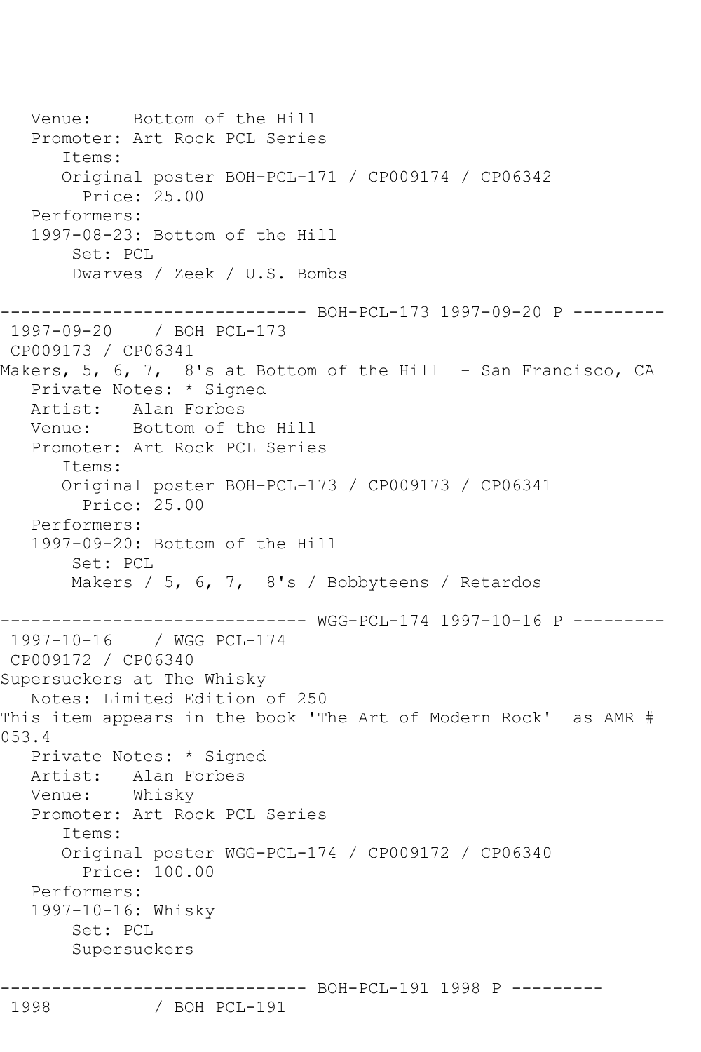Venue: Bottom of the Hill
Promoter: Art Rock PCL Series
Items:
Original poster BOH-PCL-171 / CP009174 / CP06342
Price: 25.00
Performers:
1997-08-23: Bottom of the Hill
Set: PCL
Dwarves / Zeek / U.S. Bombs

------------------------------ BOH-PCL-173 1997-09-20 P ---------

1997-09-20 / BOH PCL-173
CP009173 / CP06341
Makers, 5, 6, 7, 8's at Bottom of the Hill - San Francisco, CA
Private Notes: * Signed
Artist: Alan Forbes
Venue: Bottom of the Hill
Promoter: Art Rock PCL Series
Items:
Original poster BOH-PCL-173 / CP009173 / CP06341
Price: 25.00
Performers:
1997-09-20: Bottom of the Hill
Set: PCL
Makers / 5, 6, 7, 8's / Bobbyteens / Retardos

------------------------------ WGG-PCL-174 1997-10-16 P ---------

1997-10-16 / WGG PCL-174
CP009172 / CP06340
Supersuckers at The Whisky
Notes: Limited Edition of 250
This item appears in the book 'The Art of Modern Rock' as AMR # 053.4
Private Notes: * Signed
Artist: Alan Forbes
Venue: Whisky
Promoter: Art Rock PCL Series
Items:
Original poster WGG-PCL-174 / CP009172 / CP06340
Price: 100.00
Performers:
1997-10-16: Whisky
Set: PCL
Supersuckers

------------------------------ BOH-PCL-191 1998 P ---------

1998 / BOH PCL-191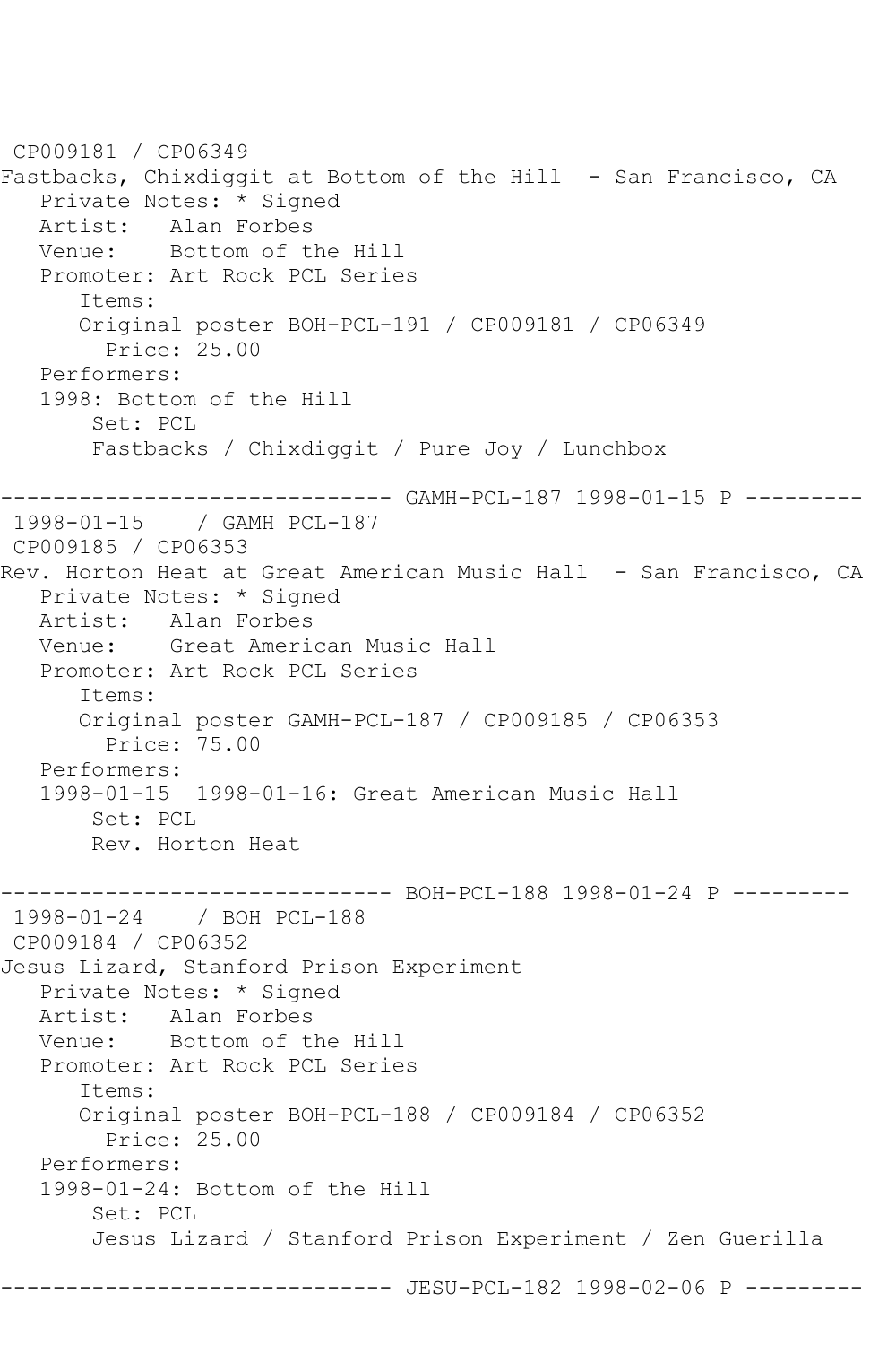CP009181 / CP06349
Fastbacks, Chixdiggit at Bottom of the Hill  - San Francisco, CA
   Private Notes: * Signed
   Artist:   Alan Forbes
   Venue:    Bottom of the Hill
   Promoter: Art Rock PCL Series
      Items:
      Original poster BOH-PCL-191 / CP009181 / CP06349
        Price: 25.00
   Performers:
   1998: Bottom of the Hill
       Set: PCL
       Fastbacks / Chixdiggit / Pure Joy / Lunchbox

------------------------------ GAMH-PCL-187 1998-01-15 P ---------
 1998-01-15    / GAMH PCL-187
 CP009185 / CP06353
Rev. Horton Heat at Great American Music Hall  - San Francisco, CA
   Private Notes: * Signed
   Artist:   Alan Forbes
   Venue:    Great American Music Hall
   Promoter: Art Rock PCL Series
      Items:
      Original poster GAMH-PCL-187 / CP009185 / CP06353
        Price: 75.00
   Performers:
   1998-01-15  1998-01-16: Great American Music Hall
       Set: PCL
       Rev. Horton Heat

------------------------------ BOH-PCL-188 1998-01-24 P ---------
 1998-01-24    / BOH PCL-188
 CP009184 / CP06352
Jesus Lizard, Stanford Prison Experiment
   Private Notes: * Signed
   Artist:   Alan Forbes
   Venue:    Bottom of the Hill
   Promoter: Art Rock PCL Series
      Items:
      Original poster BOH-PCL-188 / CP009184 / CP06352
        Price: 25.00
   Performers:
   1998-01-24: Bottom of the Hill
       Set: PCL
       Jesus Lizard / Stanford Prison Experiment / Zen Guerilla

------------------------------ JESU-PCL-182 1998-02-06 P ---------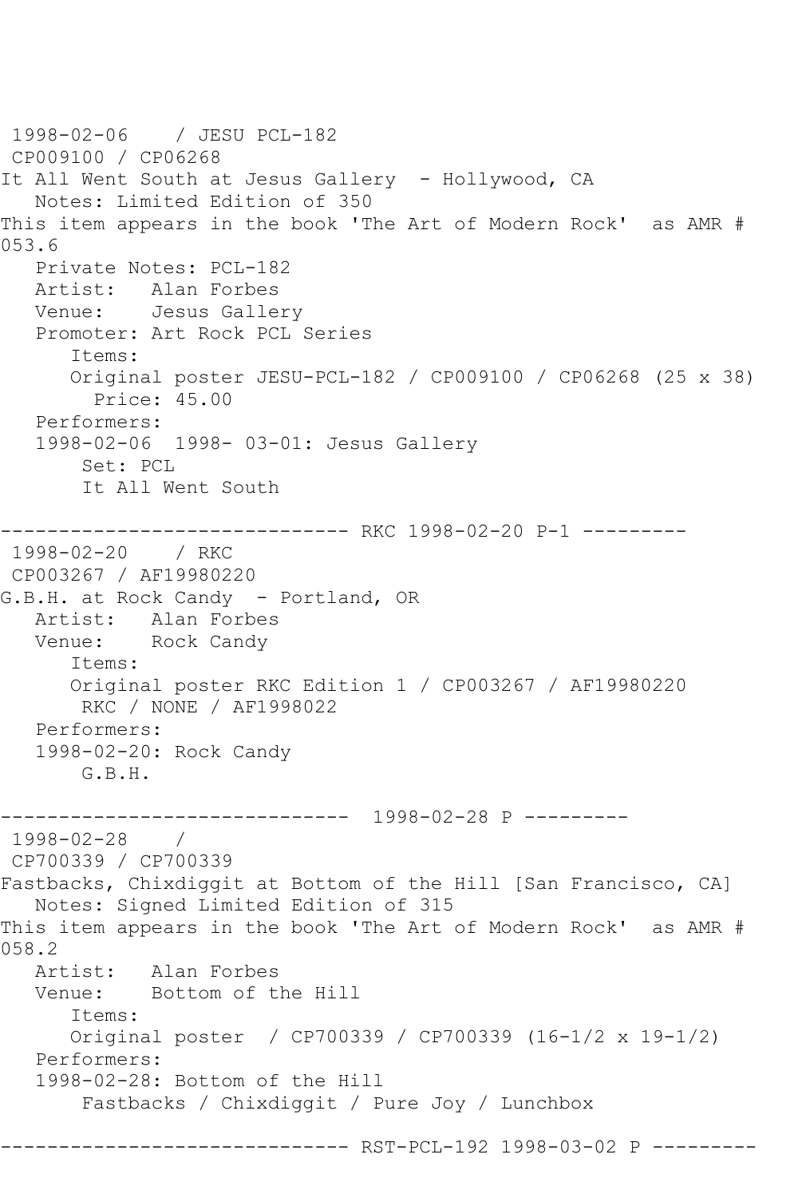1998-02-06    / JESU PCL-182
CP009100 / CP06268
It All Went South at Jesus Gallery  - Hollywood, CA
   Notes: Limited Edition of 350
This item appears in the book 'The Art of Modern Rock'  as AMR # 053.6
   Private Notes: PCL-182
   Artist:   Alan Forbes
   Venue:    Jesus Gallery
   Promoter: Art Rock PCL Series
      Items:
      Original poster JESU-PCL-182 / CP009100 / CP06268 (25 x 38)
        Price: 45.00
   Performers:
   1998-02-06  1998- 03-01: Jesus Gallery
       Set: PCL
       It All Went South

------------------------------ RKC 1998-02-20 P-1 ---------
1998-02-20    / RKC
CP003267 / AF19980220
G.B.H. at Rock Candy  - Portland, OR
   Artist:   Alan Forbes
   Venue:    Rock Candy
      Items:
      Original poster RKC Edition 1 / CP003267 / AF19980220
       RKC / NONE / AF1998022
   Performers:
   1998-02-20: Rock Candy
       G.B.H.

------------------------------  1998-02-28 P ---------
1998-02-28    /
CP700339 / CP700339
Fastbacks, Chixdiggit at Bottom of the Hill [San Francisco, CA]
   Notes: Signed Limited Edition of 315
This item appears in the book 'The Art of Modern Rock'  as AMR # 058.2
   Artist:   Alan Forbes
   Venue:    Bottom of the Hill
      Items:
      Original poster  / CP700339 / CP700339 (16-1/2 x 19-1/2)
   Performers:
   1998-02-28: Bottom of the Hill
       Fastbacks / Chixdiggit / Pure Joy / Lunchbox

------------------------------ RST-PCL-192 1998-03-02 P ---------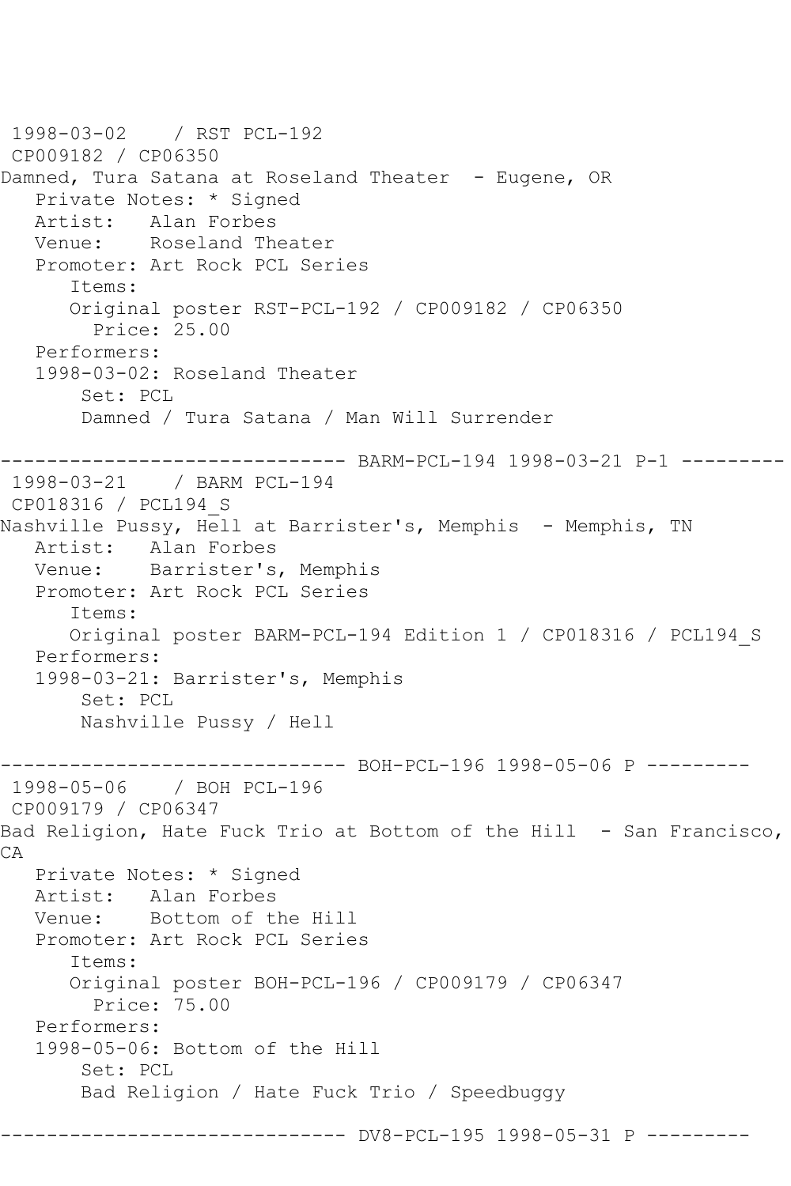```
1998-03-02    / RST PCL-192
 CP009182 / CP06350
Damned, Tura Satana at Roseland Theater  - Eugene, OR
   Private Notes: * Signed
   Artist:   Alan Forbes
   Venue:    Roseland Theater
   Promoter: Art Rock PCL Series
      Items:
      Original poster RST-PCL-192 / CP009182 / CP06350
        Price: 25.00
   Performers:
   1998-03-02: Roseland Theater
       Set: PCL
       Damned / Tura Satana / Man Will Surrender

------------------------------ BARM-PCL-194 1998-03-21 P-1 ---------
 1998-03-21    / BARM PCL-194
 CP018316 / PCL194_S
Nashville Pussy, Hell at Barrister's, Memphis  - Memphis, TN
   Artist:   Alan Forbes
   Venue:    Barrister's, Memphis
   Promoter: Art Rock PCL Series
      Items:
      Original poster BARM-PCL-194 Edition 1 / CP018316 / PCL194_S
   Performers:
   1998-03-21: Barrister's, Memphis
       Set: PCL
       Nashville Pussy / Hell

------------------------------ BOH-PCL-196 1998-05-06 P ---------
 1998-05-06    / BOH PCL-196
 CP009179 / CP06347
Bad Religion, Hate Fuck Trio at Bottom of the Hill  - San Francisco,
CA
   Private Notes: * Signed
   Artist:   Alan Forbes
   Venue:    Bottom of the Hill
   Promoter: Art Rock PCL Series
      Items:
      Original poster BOH-PCL-196 / CP009179 / CP06347
        Price: 75.00
   Performers:
   1998-05-06: Bottom of the Hill
       Set: PCL
       Bad Religion / Hate Fuck Trio / Speedbuggy

------------------------------ DV8-PCL-195 1998-05-31 P ---------
```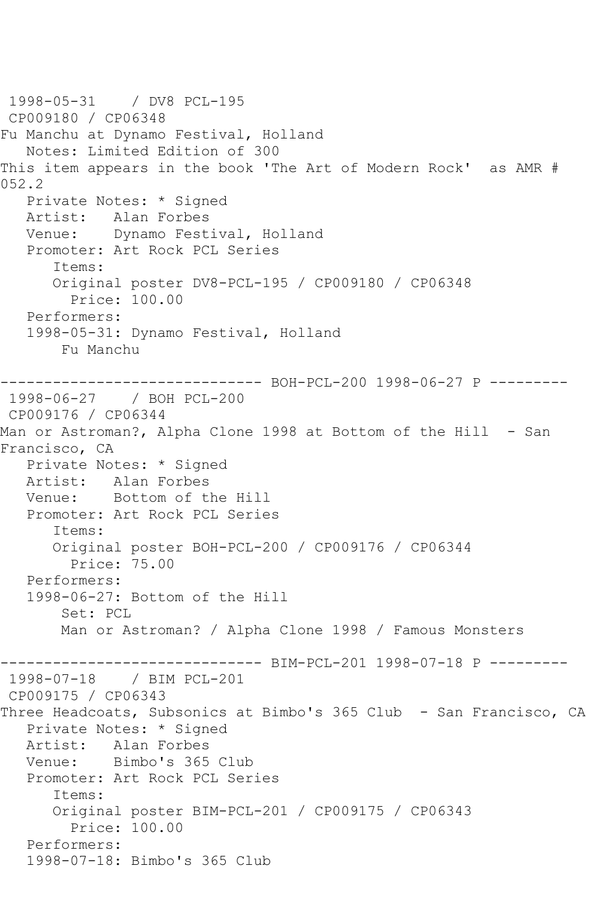1998-05-31    / DV8 PCL-195
CP009180 / CP06348
Fu Manchu at Dynamo Festival, Holland
   Notes: Limited Edition of 300
This item appears in the book 'The Art of Modern Rock'  as AMR # 052.2
   Private Notes: * Signed
   Artist:   Alan Forbes
   Venue:    Dynamo Festival, Holland
   Promoter: Art Rock PCL Series
      Items:
      Original poster DV8-PCL-195 / CP009180 / CP06348
        Price: 100.00
   Performers:
   1998-05-31: Dynamo Festival, Holland
       Fu Manchu

------------------------------ BOH-PCL-200 1998-06-27 P ---------
1998-06-27    / BOH PCL-200
CP009176 / CP06344
Man or Astroman?, Alpha Clone 1998 at Bottom of the Hill  - San Francisco, CA
   Private Notes: * Signed
   Artist:   Alan Forbes
   Venue:    Bottom of the Hill
   Promoter: Art Rock PCL Series
      Items:
      Original poster BOH-PCL-200 / CP009176 / CP06344
        Price: 75.00
   Performers:
   1998-06-27: Bottom of the Hill
       Set: PCL
       Man or Astroman? / Alpha Clone 1998 / Famous Monsters

------------------------------ BIM-PCL-201 1998-07-18 P ---------
1998-07-18    / BIM PCL-201
CP009175 / CP06343
Three Headcoats, Subsonics at Bimbo's 365 Club  - San Francisco, CA
   Private Notes: * Signed
   Artist:   Alan Forbes
   Venue:    Bimbo's 365 Club
   Promoter: Art Rock PCL Series
      Items:
      Original poster BIM-PCL-201 / CP009175 / CP06343
        Price: 100.00
   Performers:
   1998-07-18: Bimbo's 365 Club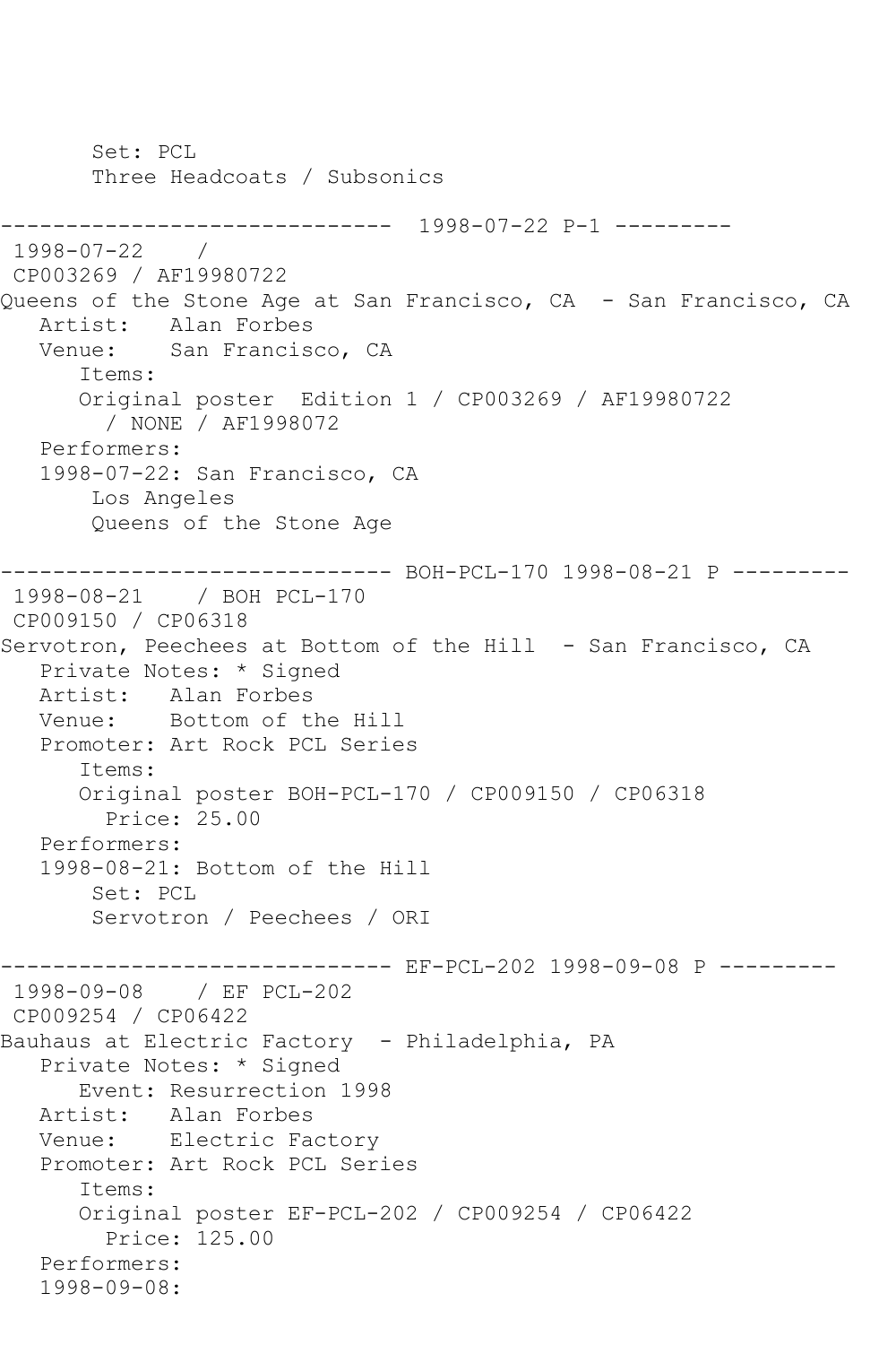```
      Set: PCL
      Three Headcoats / Subsonics

------------------------------  1998-07-22 P-1 ---------
 1998-07-22    /
 CP003269 / AF19980722
Queens of the Stone Age at San Francisco, CA  - San Francisco, CA
   Artist:   Alan Forbes
   Venue:    San Francisco, CA
      Items:
      Original poster  Edition 1 / CP003269 / AF19980722
        / NONE / AF1998072
   Performers:
   1998-07-22: San Francisco, CA
       Los Angeles
       Queens of the Stone Age

------------------------------ BOH-PCL-170 1998-08-21 P ---------
 1998-08-21    / BOH PCL-170
 CP009150 / CP06318
Servotron, Peechees at Bottom of the Hill  - San Francisco, CA
   Private Notes: * Signed
   Artist:   Alan Forbes
   Venue:    Bottom of the Hill
   Promoter: Art Rock PCL Series
      Items:
      Original poster BOH-PCL-170 / CP009150 / CP06318
        Price: 25.00
   Performers:
   1998-08-21: Bottom of the Hill
       Set: PCL
       Servotron / Peechees / ORI

------------------------------ EF-PCL-202 1998-09-08 P ---------
 1998-09-08    / EF PCL-202
 CP009254 / CP06422
Bauhaus at Electric Factory  - Philadelphia, PA
   Private Notes: * Signed
      Event: Resurrection 1998
   Artist:   Alan Forbes
   Venue:    Electric Factory
   Promoter: Art Rock PCL Series
      Items:
      Original poster EF-PCL-202 / CP009254 / CP06422
        Price: 125.00
   Performers:
   1998-09-08:
```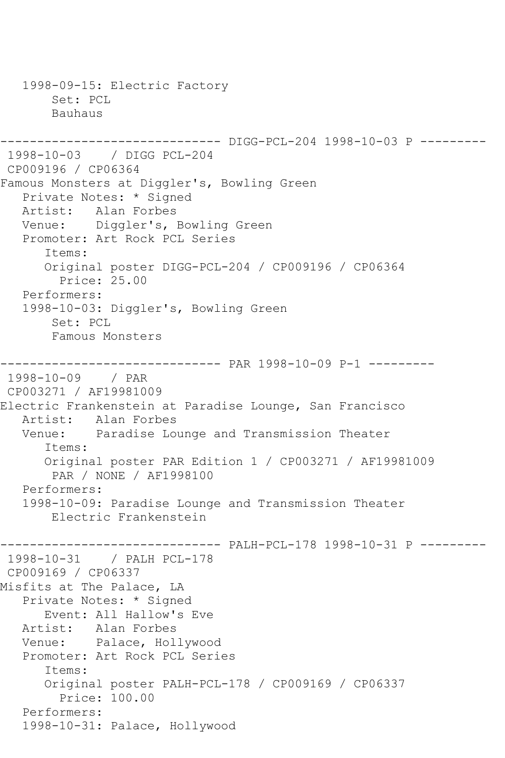```
   1998-09-15: Electric Factory
        Set: PCL
        Bauhaus

------------------------------ DIGG-PCL-204 1998-10-03 P ---------
 1998-10-03    / DIGG PCL-204
 CP009196 / CP06364
Famous Monsters at Diggler's, Bowling Green
   Private Notes: * Signed
   Artist:   Alan Forbes
   Venue:    Diggler's, Bowling Green
   Promoter: Art Rock PCL Series
      Items:
      Original poster DIGG-PCL-204 / CP009196 / CP06364
        Price: 25.00
   Performers:
   1998-10-03: Diggler's, Bowling Green
        Set: PCL
        Famous Monsters

------------------------------ PAR 1998-10-09 P-1 ---------
 1998-10-09    / PAR
 CP003271 / AF19981009
Electric Frankenstein at Paradise Lounge, San Francisco
   Artist:   Alan Forbes
   Venue:    Paradise Lounge and Transmission Theater
      Items:
      Original poster PAR Edition 1 / CP003271 / AF19981009
        PAR / NONE / AF1998100
   Performers:
   1998-10-09: Paradise Lounge and Transmission Theater
        Electric Frankenstein

------------------------------ PALH-PCL-178 1998-10-31 P ---------
 1998-10-31    / PALH PCL-178
 CP009169 / CP06337
Misfits at The Palace, LA
   Private Notes: * Signed
      Event: All Hallow's Eve
   Artist:   Alan Forbes
   Venue:    Palace, Hollywood
   Promoter: Art Rock PCL Series
      Items:
      Original poster PALH-PCL-178 / CP009169 / CP06337
        Price: 100.00
   Performers:
   1998-10-31: Palace, Hollywood
```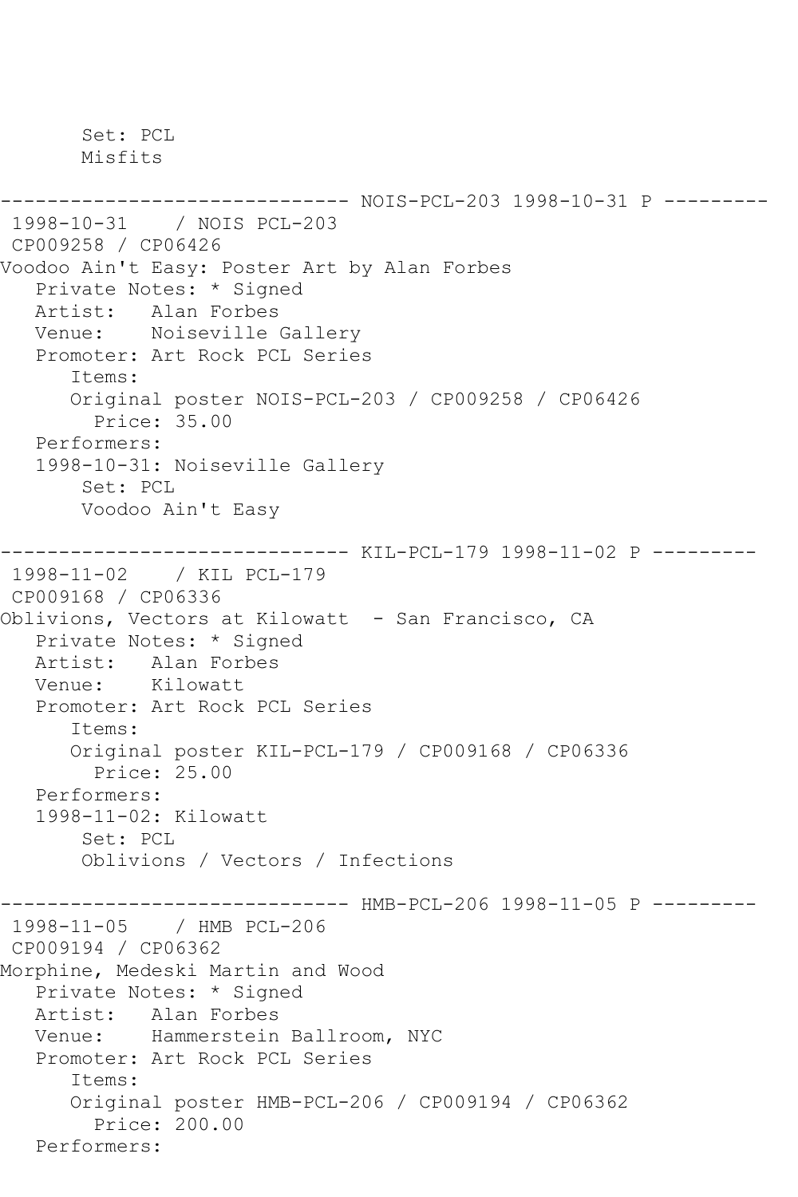```
       Set: PCL
       Misfits

------------------------------ NOIS-PCL-203 1998-10-31 P ---------
 1998-10-31    / NOIS PCL-203
 CP009258 / CP06426
Voodoo Ain't Easy: Poster Art by Alan Forbes
   Private Notes: * Signed
   Artist:   Alan Forbes
   Venue:    Noiseville Gallery
   Promoter: Art Rock PCL Series
      Items:
      Original poster NOIS-PCL-203 / CP009258 / CP06426
        Price: 35.00
   Performers:
   1998-10-31: Noiseville Gallery
       Set: PCL
       Voodoo Ain't Easy

------------------------------ KIL-PCL-179 1998-11-02 P ---------
 1998-11-02    / KIL PCL-179
 CP009168 / CP06336
Oblivions, Vectors at Kilowatt  - San Francisco, CA
   Private Notes: * Signed
   Artist:   Alan Forbes
   Venue:    Kilowatt
   Promoter: Art Rock PCL Series
      Items:
      Original poster KIL-PCL-179 / CP009168 / CP06336
        Price: 25.00
   Performers:
   1998-11-02: Kilowatt
       Set: PCL
       Oblivions / Vectors / Infections

------------------------------ HMB-PCL-206 1998-11-05 P ---------
 1998-11-05    / HMB PCL-206
 CP009194 / CP06362
Morphine, Medeski Martin and Wood
   Private Notes: * Signed
   Artist:   Alan Forbes
   Venue:    Hammerstein Ballroom, NYC
   Promoter: Art Rock PCL Series
      Items:
      Original poster HMB-PCL-206 / CP009194 / CP06362
        Price: 200.00
   Performers:
```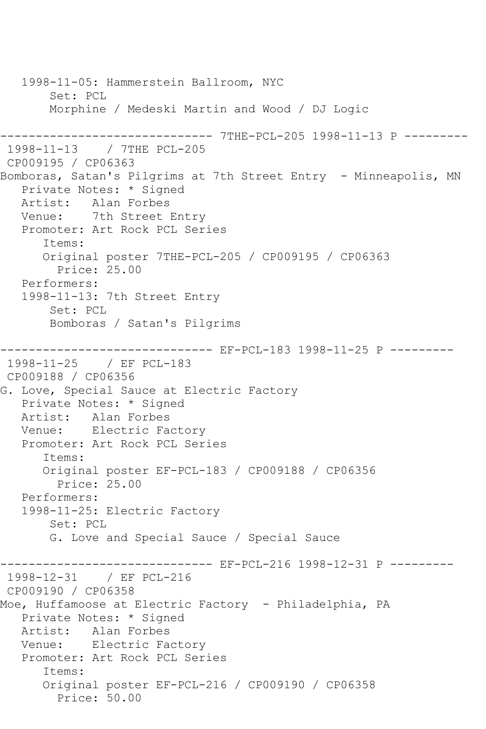```
   1998-11-05: Hammerstein Ballroom, NYC
       Set: PCL
       Morphine / Medeski Martin and Wood / DJ Logic

------------------------------ 7THE-PCL-205 1998-11-13 P ---------
 1998-11-13    / 7THE PCL-205
 CP009195 / CP06363
Bomboras, Satan's Pilgrims at 7th Street Entry  - Minneapolis, MN
   Private Notes: * Signed
   Artist:   Alan Forbes
   Venue:    7th Street Entry
   Promoter: Art Rock PCL Series
      Items:
      Original poster 7THE-PCL-205 / CP009195 / CP06363
        Price: 25.00
   Performers:
   1998-11-13: 7th Street Entry
       Set: PCL
       Bomboras / Satan's Pilgrims

------------------------------ EF-PCL-183 1998-11-25 P ---------
 1998-11-25    / EF PCL-183
 CP009188 / CP06356
G. Love, Special Sauce at Electric Factory
   Private Notes: * Signed
   Artist:   Alan Forbes
   Venue:    Electric Factory
   Promoter: Art Rock PCL Series
      Items:
      Original poster EF-PCL-183 / CP009188 / CP06356
        Price: 25.00
   Performers:
   1998-11-25: Electric Factory
       Set: PCL
       G. Love and Special Sauce / Special Sauce

------------------------------ EF-PCL-216 1998-12-31 P ---------
 1998-12-31    / EF PCL-216
 CP009190 / CP06358
Moe, Huffamoose at Electric Factory  - Philadelphia, PA
   Private Notes: * Signed
   Artist:   Alan Forbes
   Venue:    Electric Factory
   Promoter: Art Rock PCL Series
      Items:
      Original poster EF-PCL-216 / CP009190 / CP06358
        Price: 50.00
```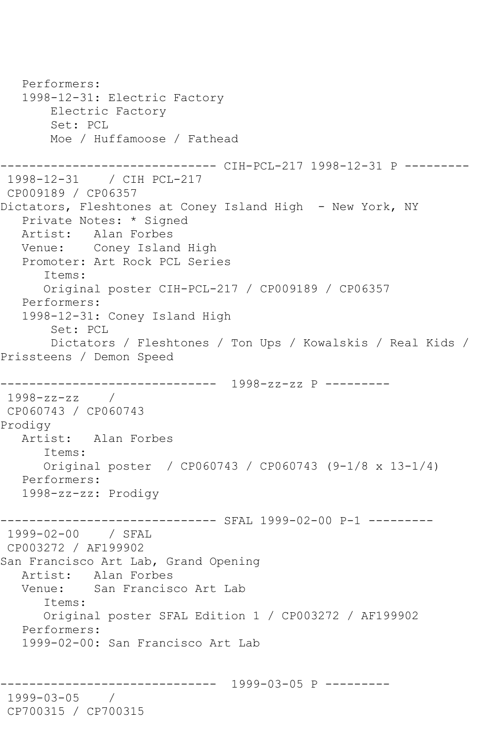```
   Performers:
   1998-12-31: Electric Factory
       Electric Factory
       Set: PCL
       Moe / Huffamoose / Fathead

------------------------------ CIH-PCL-217 1998-12-31 P ---------
 1998-12-31    / CIH PCL-217
 CP009189 / CP06357
Dictators, Fleshtones at Coney Island High  - New York, NY
   Private Notes: * Signed
   Artist:   Alan Forbes
   Venue:    Coney Island High
   Promoter: Art Rock PCL Series
      Items:
      Original poster CIH-PCL-217 / CP009189 / CP06357
   Performers:
   1998-12-31: Coney Island High
       Set: PCL
       Dictators / Fleshtones / Ton Ups / Kowalskis / Real Kids /
Prissteens / Demon Speed

------------------------------  1998-zz-zz P ---------
 1998-zz-zz    /
 CP060743 / CP060743
Prodigy
   Artist:   Alan Forbes
      Items:
      Original poster  / CP060743 / CP060743 (9-1/8 x 13-1/4)
   Performers:
   1998-zz-zz: Prodigy

------------------------------ SFAL 1999-02-00 P-1 ---------
 1999-02-00    / SFAL
 CP003272 / AF199902
San Francisco Art Lab, Grand Opening
   Artist:   Alan Forbes
   Venue:    San Francisco Art Lab
      Items:
      Original poster SFAL Edition 1 / CP003272 / AF199902
   Performers:
   1999-02-00: San Francisco Art Lab


------------------------------  1999-03-05 P ---------
 1999-03-05    /
 CP700315 / CP700315
```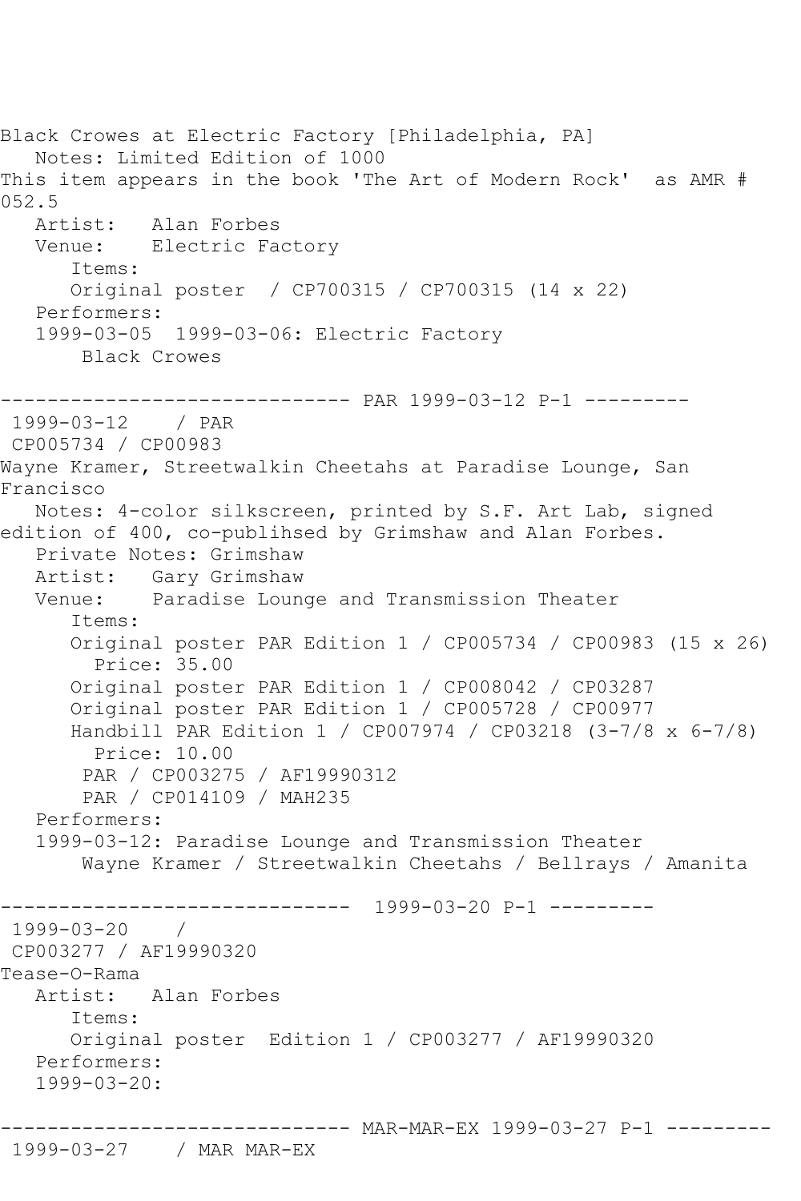Black Crowes at Electric Factory [Philadelphia, PA]
   Notes: Limited Edition of 1000
This item appears in the book 'The Art of Modern Rock'  as AMR # 052.5
   Artist:   Alan Forbes
   Venue:    Electric Factory
      Items:
      Original poster  / CP700315 / CP700315 (14 x 22)
   Performers:
   1999-03-05  1999-03-06: Electric Factory
       Black Crowes

------------------------------ PAR 1999-03-12 P-1 ---------
 1999-03-12    / PAR
 CP005734 / CP00983
Wayne Kramer, Streetwalkin Cheetahs at Paradise Lounge, San Francisco
   Notes: 4-color silkscreen, printed by S.F. Art Lab, signed edition of 400, co-publihsed by Grimshaw and Alan Forbes.
   Private Notes: Grimshaw
   Artist:   Gary Grimshaw
   Venue:    Paradise Lounge and Transmission Theater
      Items:
      Original poster PAR Edition 1 / CP005734 / CP00983 (15 x 26)
        Price: 35.00
      Original poster PAR Edition 1 / CP008042 / CP03287
      Original poster PAR Edition 1 / CP005728 / CP00977
      Handbill PAR Edition 1 / CP007974 / CP03218 (3-7/8 x 6-7/8)
        Price: 10.00
       PAR / CP003275 / AF19990312
       PAR / CP014109 / MAH235
   Performers:
   1999-03-12: Paradise Lounge and Transmission Theater
       Wayne Kramer / Streetwalkin Cheetahs / Bellrays / Amanita

------------------------------  1999-03-20 P-1 ---------
 1999-03-20    /
 CP003277 / AF19990320
Tease-O-Rama
   Artist:   Alan Forbes
      Items:
      Original poster  Edition 1 / CP003277 / AF19990320
   Performers:
   1999-03-20:

------------------------------ MAR-MAR-EX 1999-03-27 P-1 ---------
 1999-03-27    / MAR MAR-EX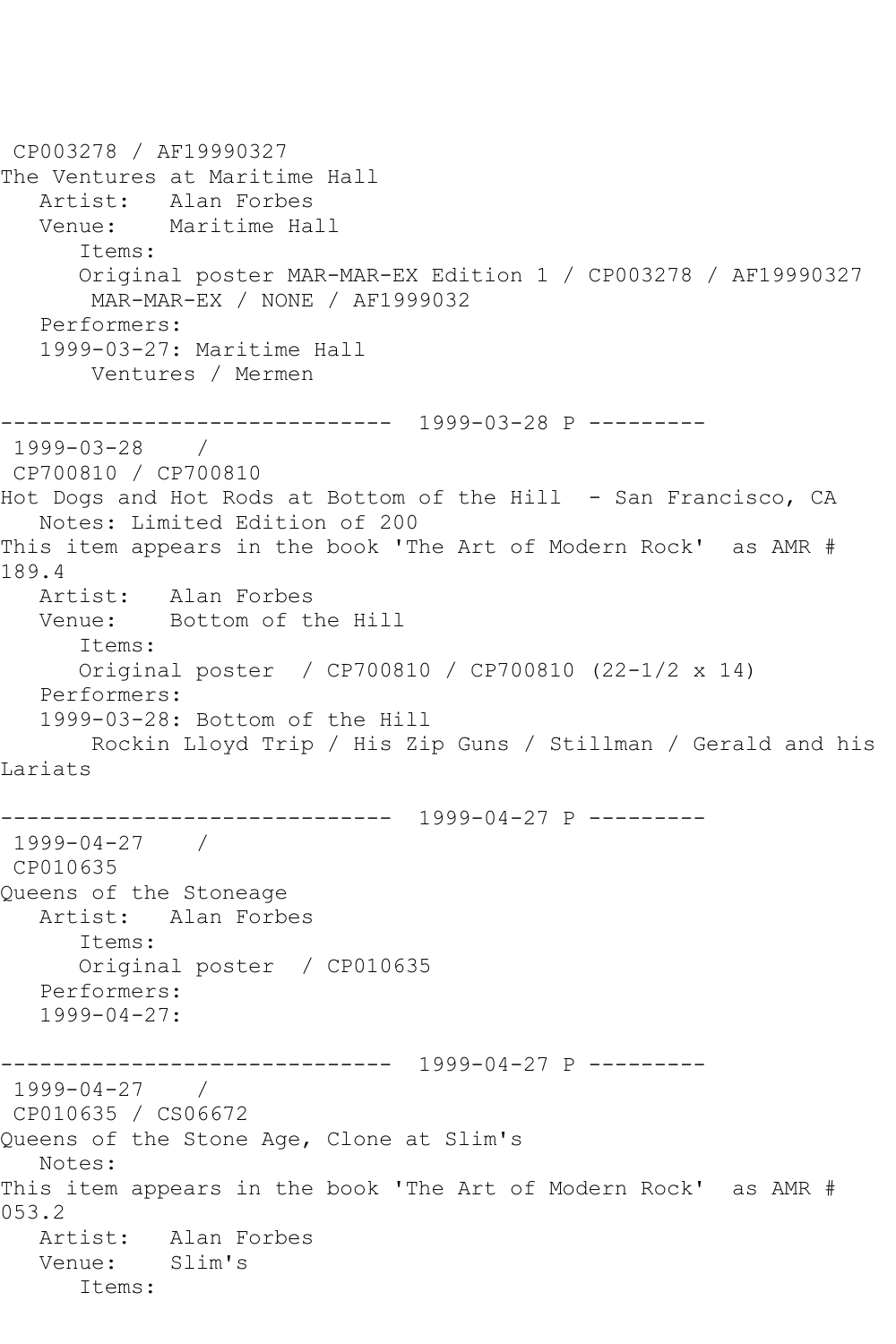CP003278 / AF19990327
The Ventures at Maritime Hall
   Artist:   Alan Forbes
   Venue:    Maritime Hall
      Items:
      Original poster MAR-MAR-EX Edition 1 / CP003278 / AF19990327
       MAR-MAR-EX / NONE / AF1999032
   Performers:
   1999-03-27: Maritime Hall
       Ventures / Mermen

------------------------------ 1999-03-28 P ---------
1999-03-28    /
CP700810 / CP700810
Hot Dogs and Hot Rods at Bottom of the Hill  - San Francisco, CA
   Notes: Limited Edition of 200
This item appears in the book 'The Art of Modern Rock'  as AMR # 189.4
   Artist:   Alan Forbes
   Venue:    Bottom of the Hill
      Items:
      Original poster  / CP700810 / CP700810 (22-1/2 x 14)
   Performers:
   1999-03-28: Bottom of the Hill
       Rockin Lloyd Trip / His Zip Guns / Stillman / Gerald and his Lariats

------------------------------ 1999-04-27 P ---------
1999-04-27    /
CP010635
Queens of the Stoneage
   Artist:   Alan Forbes
      Items:
      Original poster  / CP010635
   Performers:
   1999-04-27:

------------------------------ 1999-04-27 P ---------
1999-04-27    /
CP010635 / CS06672
Queens of the Stone Age, Clone at Slim's
   Notes:
This item appears in the book 'The Art of Modern Rock'  as AMR # 053.2
   Artist:   Alan Forbes
   Venue:    Slim's
      Items: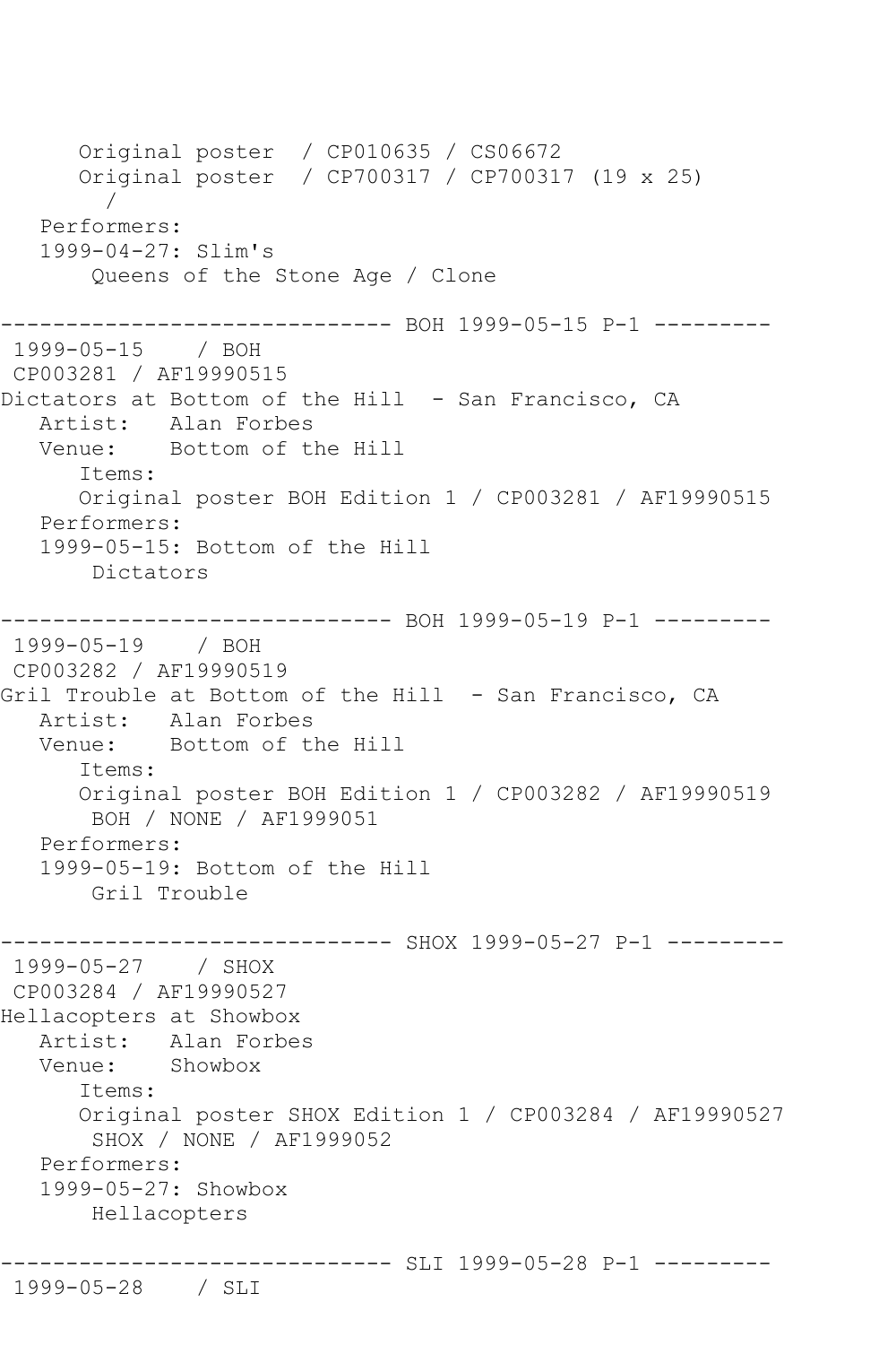```
      Original poster  / CP010635 / CS06672
      Original poster  / CP700317 / CP700317 (19 x 25)
        /
   Performers:
   1999-04-27: Slim's
       Queens of the Stone Age / Clone

------------------------------ BOH 1999-05-15 P-1 ---------
 1999-05-15    / BOH
 CP003281 / AF19990515
Dictators at Bottom of the Hill  - San Francisco, CA
   Artist:   Alan Forbes
   Venue:    Bottom of the Hill
      Items:
      Original poster BOH Edition 1 / CP003281 / AF19990515
   Performers:
   1999-05-15: Bottom of the Hill
       Dictators

------------------------------ BOH 1999-05-19 P-1 ---------
 1999-05-19    / BOH
 CP003282 / AF19990519
Gril Trouble at Bottom of the Hill  - San Francisco, CA
   Artist:   Alan Forbes
   Venue:    Bottom of the Hill
      Items:
      Original poster BOH Edition 1 / CP003282 / AF19990519
       BOH / NONE / AF1999051
   Performers:
   1999-05-19: Bottom of the Hill
       Gril Trouble

------------------------------ SHOX 1999-05-27 P-1 ---------
 1999-05-27    / SHOX
 CP003284 / AF19990527
Hellacopters at Showbox
   Artist:   Alan Forbes
   Venue:    Showbox
      Items:
      Original poster SHOX Edition 1 / CP003284 / AF19990527
       SHOX / NONE / AF1999052
   Performers:
   1999-05-27: Showbox
       Hellacopters

------------------------------ SLI 1999-05-28 P-1 ---------
 1999-05-28    / SLI
```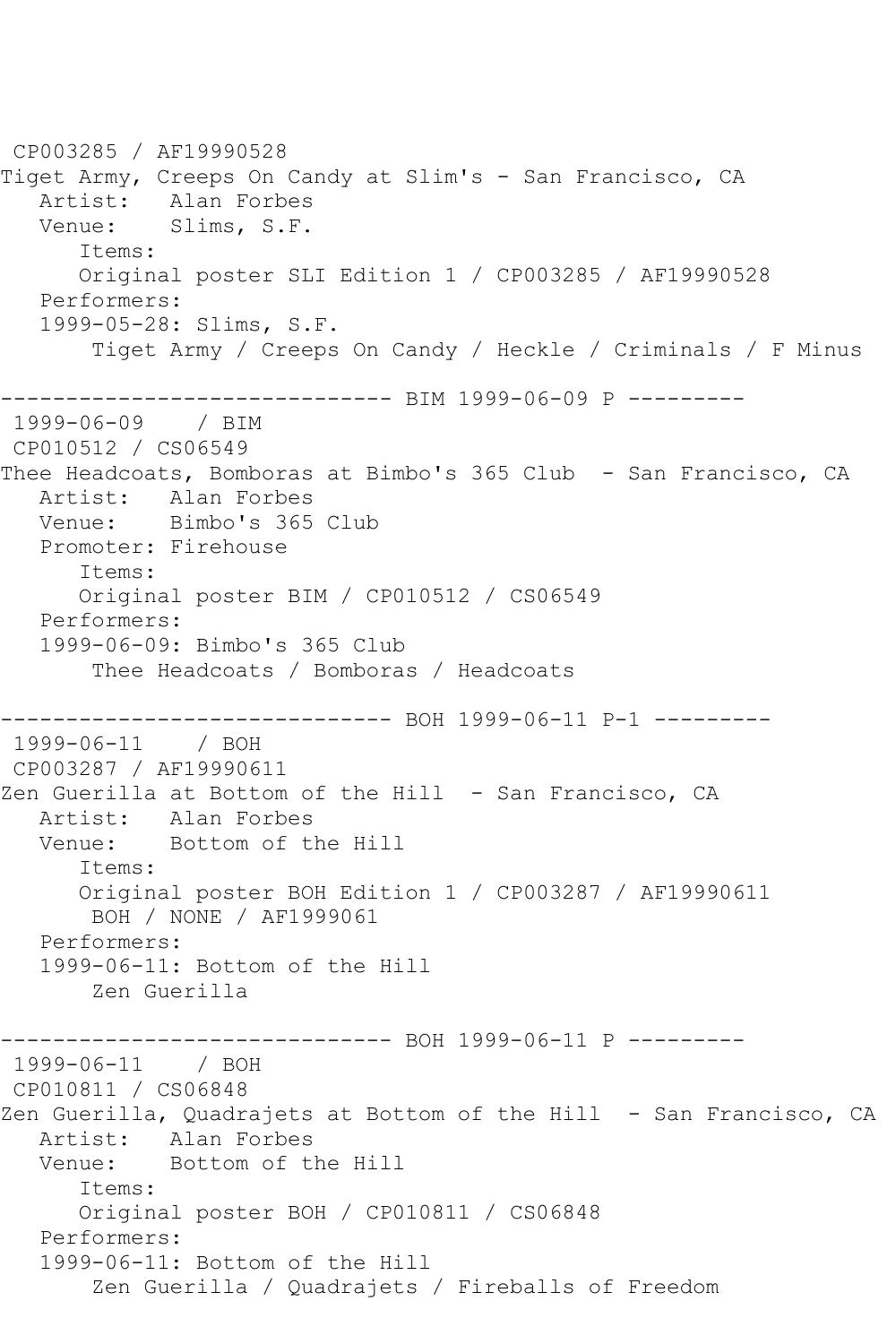CP003285 / AF19990528
Tiget Army, Creeps On Candy at Slim's - San Francisco, CA
   Artist:   Alan Forbes
   Venue:    Slims, S.F.
      Items:
      Original poster SLI Edition 1 / CP003285 / AF19990528
   Performers:
   1999-05-28: Slims, S.F.
       Tiget Army / Creeps On Candy / Heckle / Criminals / F Minus

------------------------------ BIM 1999-06-09 P ---------
 1999-06-09    / BIM
 CP010512 / CS06549
Thee Headcoats, Bomboras at Bimbo's 365 Club  - San Francisco, CA
   Artist:   Alan Forbes
   Venue:    Bimbo's 365 Club
   Promoter: Firehouse
      Items:
      Original poster BIM / CP010512 / CS06549
   Performers:
   1999-06-09: Bimbo's 365 Club
       Thee Headcoats / Bomboras / Headcoats

------------------------------ BOH 1999-06-11 P-1 ---------
 1999-06-11    / BOH
 CP003287 / AF19990611
Zen Guerilla at Bottom of the Hill  - San Francisco, CA
   Artist:   Alan Forbes
   Venue:    Bottom of the Hill
      Items:
      Original poster BOH Edition 1 / CP003287 / AF19990611
       BOH / NONE / AF1999061
   Performers:
   1999-06-11: Bottom of the Hill
       Zen Guerilla

------------------------------ BOH 1999-06-11 P ---------
 1999-06-11    / BOH
 CP010811 / CS06848
Zen Guerilla, Quadrajets at Bottom of the Hill  - San Francisco, CA
   Artist:   Alan Forbes
   Venue:    Bottom of the Hill
      Items:
      Original poster BOH / CP010811 / CS06848
   Performers:
   1999-06-11: Bottom of the Hill
       Zen Guerilla / Quadrajets / Fireballs of Freedom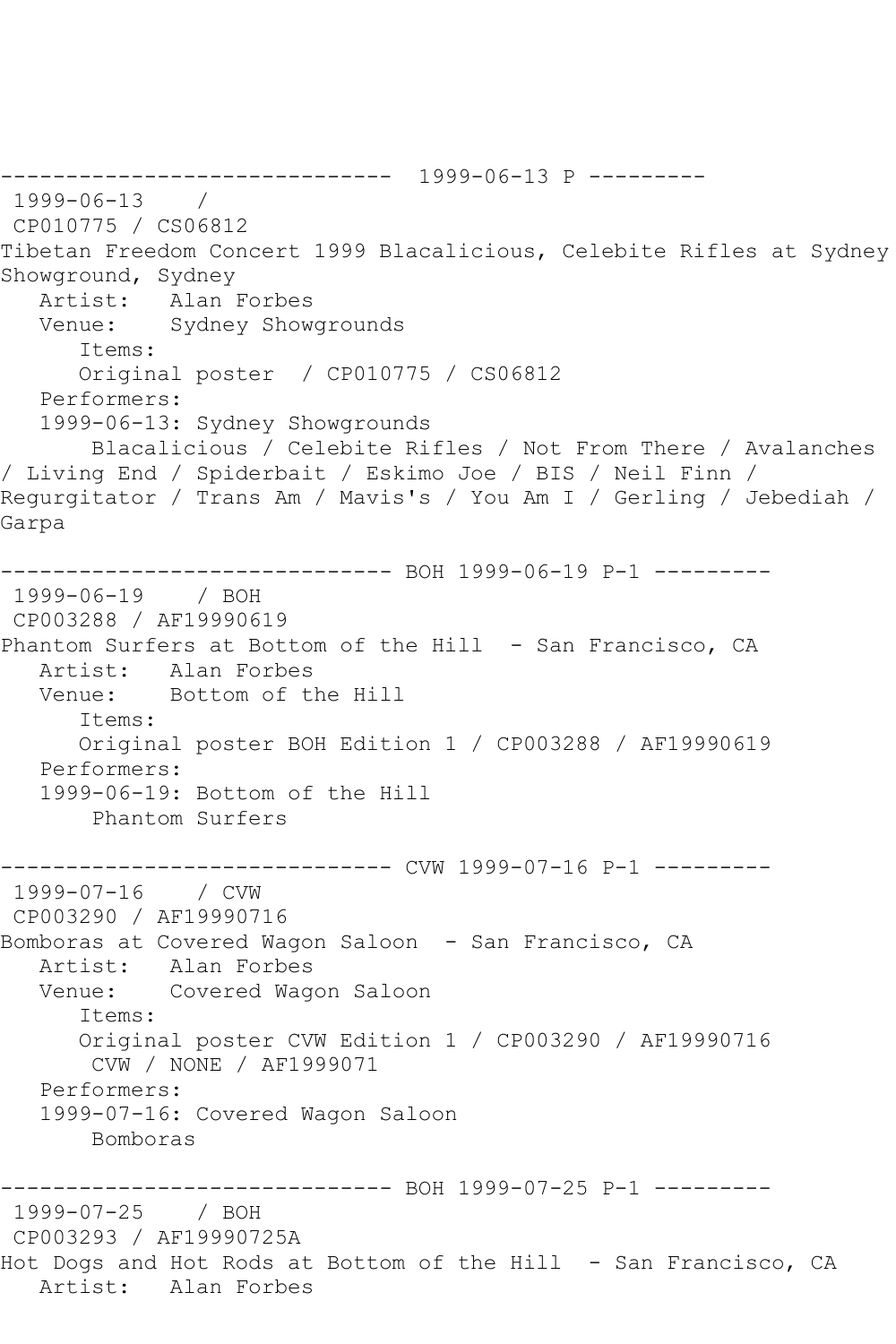------------------------------ 1999-06-13 P ---------
1999-06-13 /
CP010775 / CS06812
Tibetan Freedom Concert 1999 Blacalicious, Celebite Rifles at Sydney Showground, Sydney
Artist: Alan Forbes
Venue: Sydney Showgrounds
Items:
Original poster / CP010775 / CS06812
Performers:
1999-06-13: Sydney Showgrounds
Blacalicious / Celebite Rifles / Not From There / Avalanches / Living End / Spiderbait / Eskimo Joe / BIS / Neil Finn / Regurgitator / Trans Am / Mavis's / You Am I / Gerling / Jebediah / Garpa

------------------------------ BOH 1999-06-19 P-1 ---------
1999-06-19 / BOH
CP003288 / AF19990619
Phantom Surfers at Bottom of the Hill - San Francisco, CA
Artist: Alan Forbes
Venue: Bottom of the Hill
Items:
Original poster BOH Edition 1 / CP003288 / AF19990619
Performers:
1999-06-19: Bottom of the Hill
Phantom Surfers

------------------------------ CVW 1999-07-16 P-1 ---------
1999-07-16 / CVW
CP003290 / AF19990716
Bomboras at Covered Wagon Saloon - San Francisco, CA
Artist: Alan Forbes
Venue: Covered Wagon Saloon
Items:
Original poster CVW Edition 1 / CP003290 / AF19990716
CVW / NONE / AF1999071
Performers:
1999-07-16: Covered Wagon Saloon
Bomboras

------------------------------ BOH 1999-07-25 P-1 ---------
1999-07-25 / BOH
CP003293 / AF19990725A
Hot Dogs and Hot Rods at Bottom of the Hill - San Francisco, CA
Artist: Alan Forbes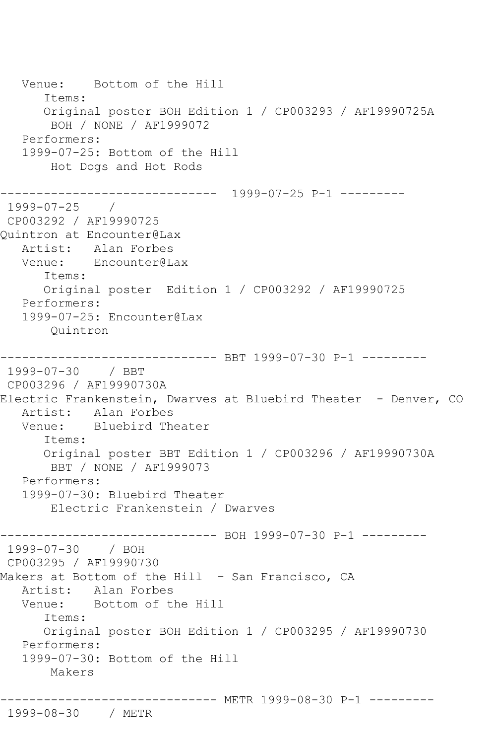```
   Venue:    Bottom of the Hill
      Items:
      Original poster BOH Edition 1 / CP003293 / AF19990725A
       BOH / NONE / AF1999072
   Performers:
   1999-07-25: Bottom of the Hill
       Hot Dogs and Hot Rods

------------------------------  1999-07-25 P-1 ---------
 1999-07-25    /
 CP003292 / AF19990725
Quintron at Encounter@Lax
   Artist:   Alan Forbes
   Venue:    Encounter@Lax
      Items:
      Original poster  Edition 1 / CP003292 / AF19990725
   Performers:
   1999-07-25: Encounter@Lax
       Quintron

------------------------------ BBT 1999-07-30 P-1 ---------
 1999-07-30    / BBT
 CP003296 / AF19990730A
Electric Frankenstein, Dwarves at Bluebird Theater  - Denver, CO
   Artist:   Alan Forbes
   Venue:    Bluebird Theater
      Items:
      Original poster BBT Edition 1 / CP003296 / AF19990730A
       BBT / NONE / AF1999073
   Performers:
   1999-07-30: Bluebird Theater
       Electric Frankenstein / Dwarves

------------------------------ BOH 1999-07-30 P-1 ---------
 1999-07-30    / BOH
 CP003295 / AF19990730
Makers at Bottom of the Hill  - San Francisco, CA
   Artist:   Alan Forbes
   Venue:    Bottom of the Hill
      Items:
      Original poster BOH Edition 1 / CP003295 / AF19990730
   Performers:
   1999-07-30: Bottom of the Hill
       Makers

------------------------------ METR 1999-08-30 P-1 ---------
 1999-08-30    / METR
```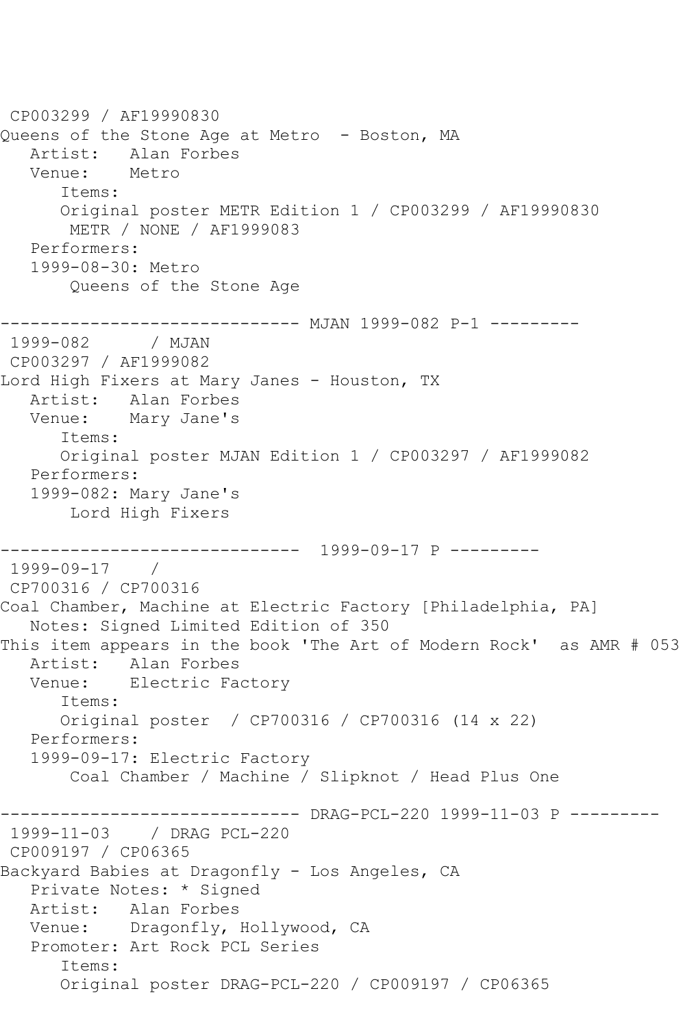CP003299 / AF19990830
Queens of the Stone Age at Metro  - Boston, MA
   Artist:   Alan Forbes
   Venue:    Metro
      Items:
      Original poster METR Edition 1 / CP003299 / AF19990830
       METR / NONE / AF1999083
   Performers:
   1999-08-30: Metro
       Queens of the Stone Age

------------------------------ MJAN 1999-082 P-1 ---------
 1999-082      / MJAN
 CP003297 / AF1999082
Lord High Fixers at Mary Janes - Houston, TX
   Artist:   Alan Forbes
   Venue:    Mary Jane's
      Items:
      Original poster MJAN Edition 1 / CP003297 / AF1999082
   Performers:
   1999-082: Mary Jane's
       Lord High Fixers

------------------------------  1999-09-17 P ---------
 1999-09-17    /
 CP700316 / CP700316
Coal Chamber, Machine at Electric Factory [Philadelphia, PA]
   Notes: Signed Limited Edition of 350
This item appears in the book 'The Art of Modern Rock'  as AMR # 053
   Artist:   Alan Forbes
   Venue:    Electric Factory
      Items:
      Original poster  / CP700316 / CP700316 (14 x 22)
   Performers:
   1999-09-17: Electric Factory
       Coal Chamber / Machine / Slipknot / Head Plus One

------------------------------ DRAG-PCL-220 1999-11-03 P ---------
 1999-11-03    / DRAG PCL-220
 CP009197 / CP06365
Backyard Babies at Dragonfly - Los Angeles, CA
   Private Notes: * Signed
   Artist:   Alan Forbes
   Venue:    Dragonfly, Hollywood, CA
   Promoter: Art Rock PCL Series
      Items:
      Original poster DRAG-PCL-220 / CP009197 / CP06365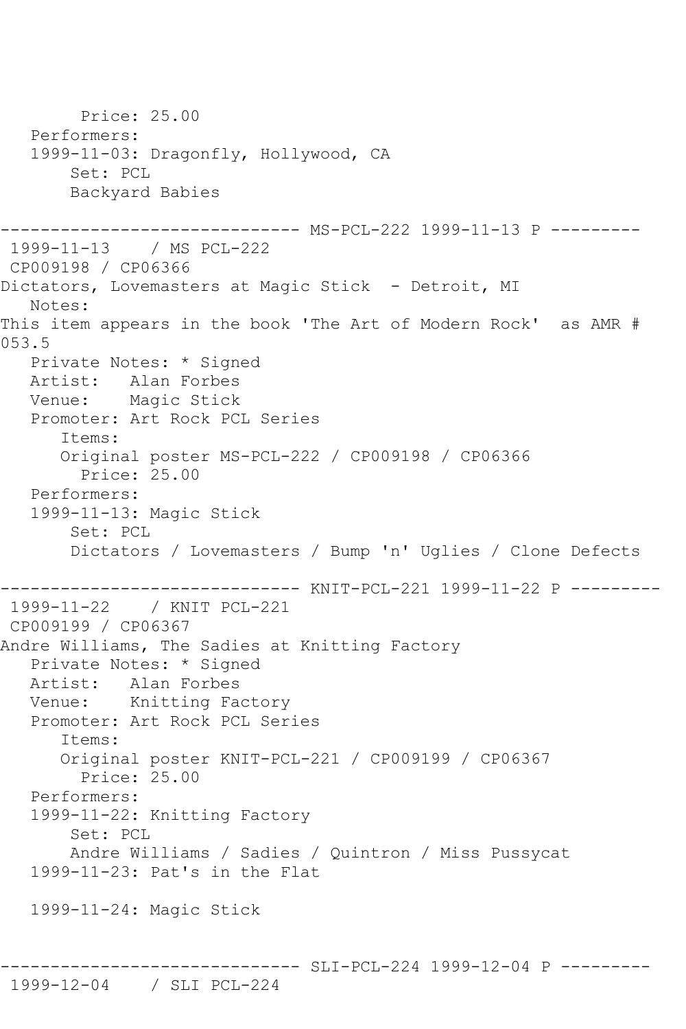```
        Price: 25.00
   Performers:
   1999-11-03: Dragonfly, Hollywood, CA
       Set: PCL
       Backyard Babies

------------------------------ MS-PCL-222 1999-11-13 P ---------
 1999-11-13    / MS PCL-222
 CP009198 / CP06366
Dictators, Lovemasters at Magic Stick  - Detroit, MI
   Notes:
This item appears in the book 'The Art of Modern Rock'  as AMR #
053.5
   Private Notes: * Signed
   Artist:   Alan Forbes
   Venue:    Magic Stick
   Promoter: Art Rock PCL Series
      Items:
      Original poster MS-PCL-222 / CP009198 / CP06366
        Price: 25.00
   Performers:
   1999-11-13: Magic Stick
       Set: PCL
       Dictators / Lovemasters / Bump 'n' Uglies / Clone Defects

------------------------------ KNIT-PCL-221 1999-11-22 P ---------
 1999-11-22    / KNIT PCL-221
 CP009199 / CP06367
Andre Williams, The Sadies at Knitting Factory
   Private Notes: * Signed
   Artist:   Alan Forbes
   Venue:    Knitting Factory
   Promoter: Art Rock PCL Series
      Items:
      Original poster KNIT-PCL-221 / CP009199 / CP06367
        Price: 25.00
   Performers:
   1999-11-22: Knitting Factory
       Set: PCL
       Andre Williams / Sadies / Quintron / Miss Pussycat
   1999-11-23: Pat's in the Flat

   1999-11-24: Magic Stick


------------------------------ SLI-PCL-224 1999-12-04 P ---------
 1999-12-04    / SLI PCL-224
```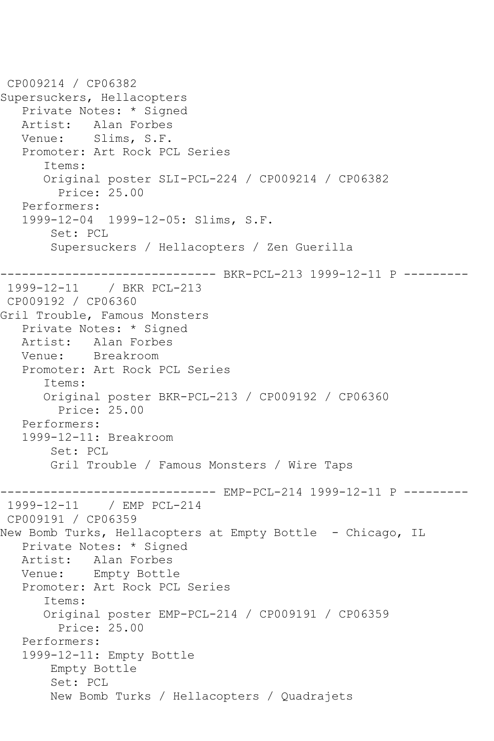CP009214 / CP06382
Supersuckers, Hellacopters
   Private Notes: * Signed
   Artist:   Alan Forbes
   Venue:    Slims, S.F.
   Promoter: Art Rock PCL Series
      Items:
      Original poster SLI-PCL-224 / CP009214 / CP06382
         Price: 25.00
   Performers:
   1999-12-04  1999-12-05: Slims, S.F.
       Set: PCL
       Supersuckers / Hellacopters / Zen Guerilla

------------------------------ BKR-PCL-213 1999-12-11 P ---------
1999-12-11    / BKR PCL-213
CP009192 / CP06360
Gril Trouble, Famous Monsters
   Private Notes: * Signed
   Artist:   Alan Forbes
   Venue:    Breakroom
   Promoter: Art Rock PCL Series
      Items:
      Original poster BKR-PCL-213 / CP009192 / CP06360
         Price: 25.00
   Performers:
   1999-12-11: Breakroom
       Set: PCL
       Gril Trouble / Famous Monsters / Wire Taps

------------------------------ EMP-PCL-214 1999-12-11 P ---------
1999-12-11    / EMP PCL-214
CP009191 / CP06359
New Bomb Turks, Hellacopters at Empty Bottle  - Chicago, IL
   Private Notes: * Signed
   Artist:   Alan Forbes
   Venue:    Empty Bottle
   Promoter: Art Rock PCL Series
      Items:
      Original poster EMP-PCL-214 / CP009191 / CP06359
         Price: 25.00
   Performers:
   1999-12-11: Empty Bottle
       Empty Bottle
       Set: PCL
       New Bomb Turks / Hellacopters / Quadrajets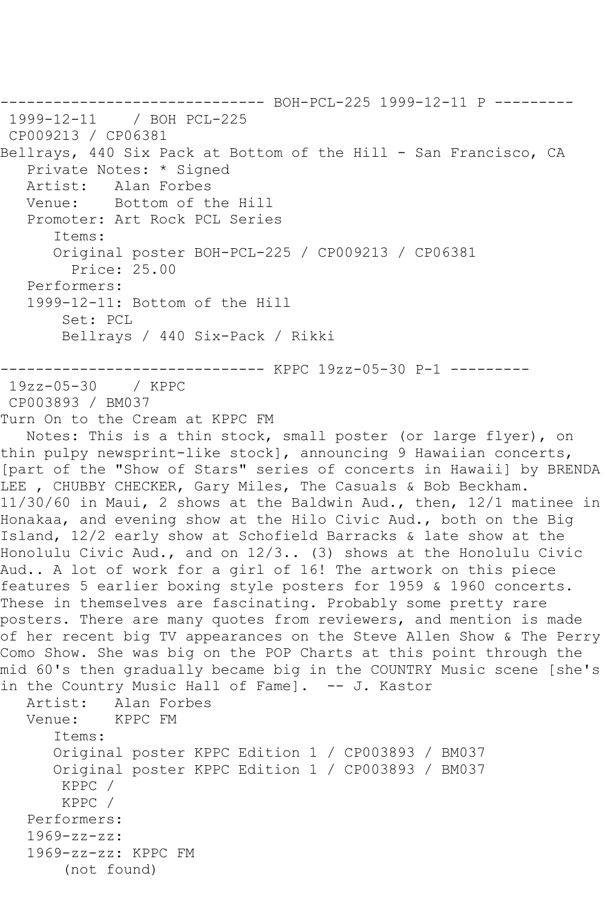------------------------------ BOH-PCL-225 1999-12-11 P ---------

1999-12-11 / BOH PCL-225

CP009213 / CP06381

Bellrays, 440 Six Pack at Bottom of the Hill - San Francisco, CA

Private Notes: * Signed

Artist: Alan Forbes

Venue: Bottom of the Hill

Promoter: Art Rock PCL Series

Items:

Original poster BOH-PCL-225 / CP009213 / CP06381

Price: 25.00

Performers:

1999-12-11: Bottom of the Hill

Set: PCL

Bellrays / 440 Six-Pack / Rikki

------------------------------ KPPC 19zz-05-30 P-1 ---------

19zz-05-30 / KPPC

CP003893 / BM037

Turn On to the Cream at KPPC FM

Notes: This is a thin stock, small poster (or large flyer), on thin pulpy newsprint-like stock], announcing 9 Hawaiian concerts, [part of the "Show of Stars" series of concerts in Hawaii] by BRENDA LEE , CHUBBY CHECKER, Gary Miles, The Casuals & Bob Beckham. 11/30/60 in Maui, 2 shows at the Baldwin Aud., then, 12/1 matinee in Honakaa, and evening show at the Hilo Civic Aud., both on the Big Island, 12/2 early show at Schofield Barracks & late show at the Honolulu Civic Aud., and on 12/3.. (3) shows at the Honolulu Civic Aud.. A lot of work for a girl of 16! The artwork on this piece features 5 earlier boxing style posters for 1959 & 1960 concerts. These in themselves are fascinating. Probably some pretty rare posters. There are many quotes from reviewers, and mention is made of her recent big TV appearances on the Steve Allen Show & The Perry Como Show. She was big on the POP Charts at this point through the mid 60's then gradually became big in the COUNTRY Music scene [she's in the Country Music Hall of Fame]. -- J. Kastor

Artist: Alan Forbes

Venue: KPPC FM

Items:

Original poster KPPC Edition 1 / CP003893 / BM037

Original poster KPPC Edition 1 / CP003893 / BM037

KPPC /

KPPC /

Performers:

1969-zz-zz:

1969-zz-zz: KPPC FM

(not found)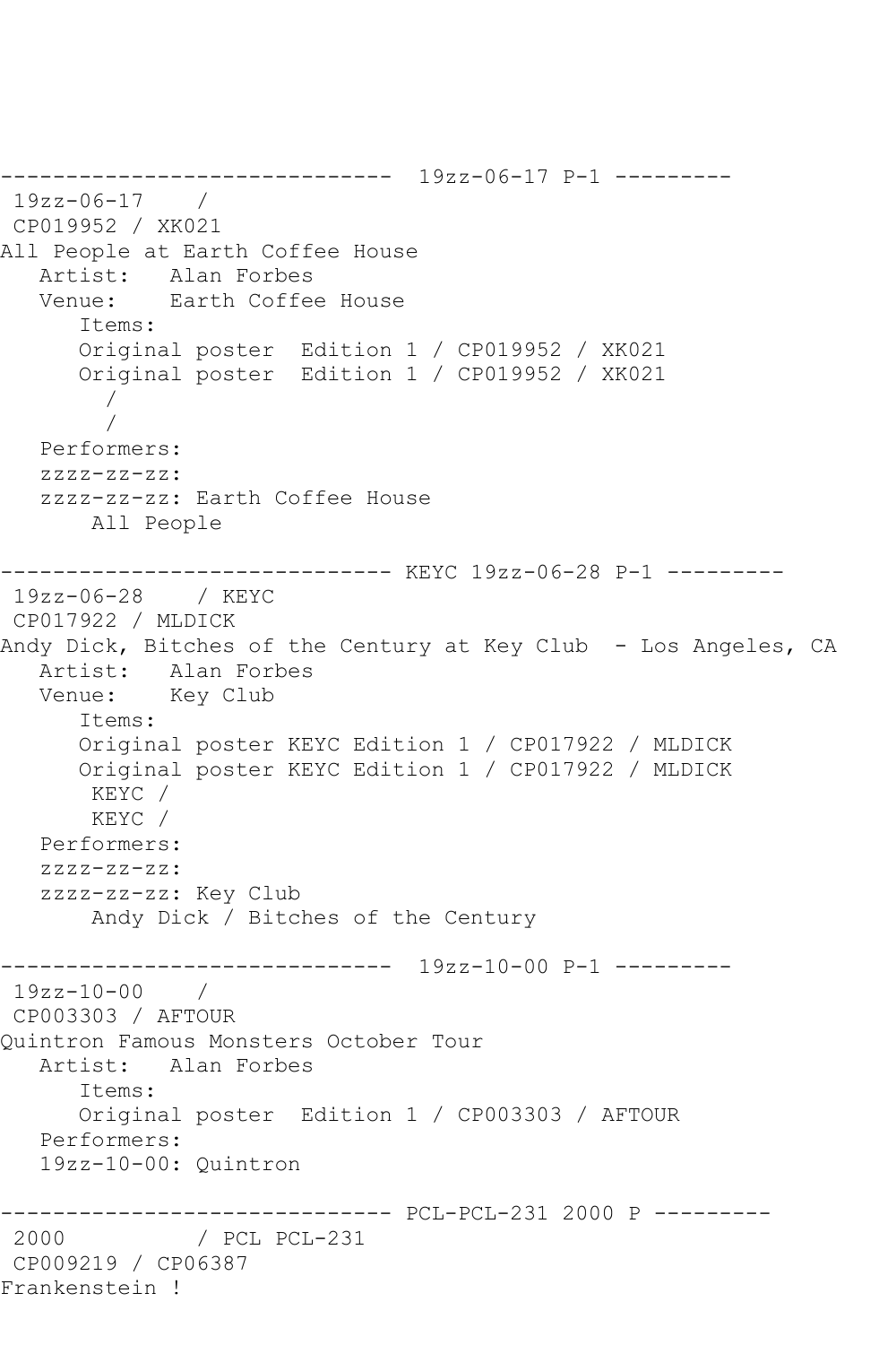```
------------------------------  19zz-06-17 P-1 ---------
 19zz-06-17    /
 CP019952 / XK021
All People at Earth Coffee House
   Artist:   Alan Forbes
   Venue:    Earth Coffee House
      Items:
      Original poster  Edition 1 / CP019952 / XK021
      Original poster  Edition 1 / CP019952 / XK021
        /
        /
   Performers:
   zzzz-zz-zz:
   zzzz-zz-zz: Earth Coffee House
       All People

------------------------------ KEYC 19zz-06-28 P-1 ---------
 19zz-06-28    / KEYC
 CP017922 / MLDICK
Andy Dick, Bitches of the Century at Key Club  - Los Angeles, CA
   Artist:   Alan Forbes
   Venue:    Key Club
      Items:
      Original poster KEYC Edition 1 / CP017922 / MLDICK
      Original poster KEYC Edition 1 / CP017922 / MLDICK
       KEYC /
       KEYC /
   Performers:
   zzzz-zz-zz:
   zzzz-zz-zz: Key Club
       Andy Dick / Bitches of the Century

------------------------------  19zz-10-00 P-1 ---------
 19zz-10-00    /
 CP003303 / AFTOUR
Quintron Famous Monsters October Tour
   Artist:   Alan Forbes
      Items:
      Original poster  Edition 1 / CP003303 / AFTOUR
   Performers:
   19zz-10-00: Quintron

------------------------------ PCL-PCL-231 2000 P ---------
 2000          / PCL PCL-231
 CP009219 / CP06387
Frankenstein !
```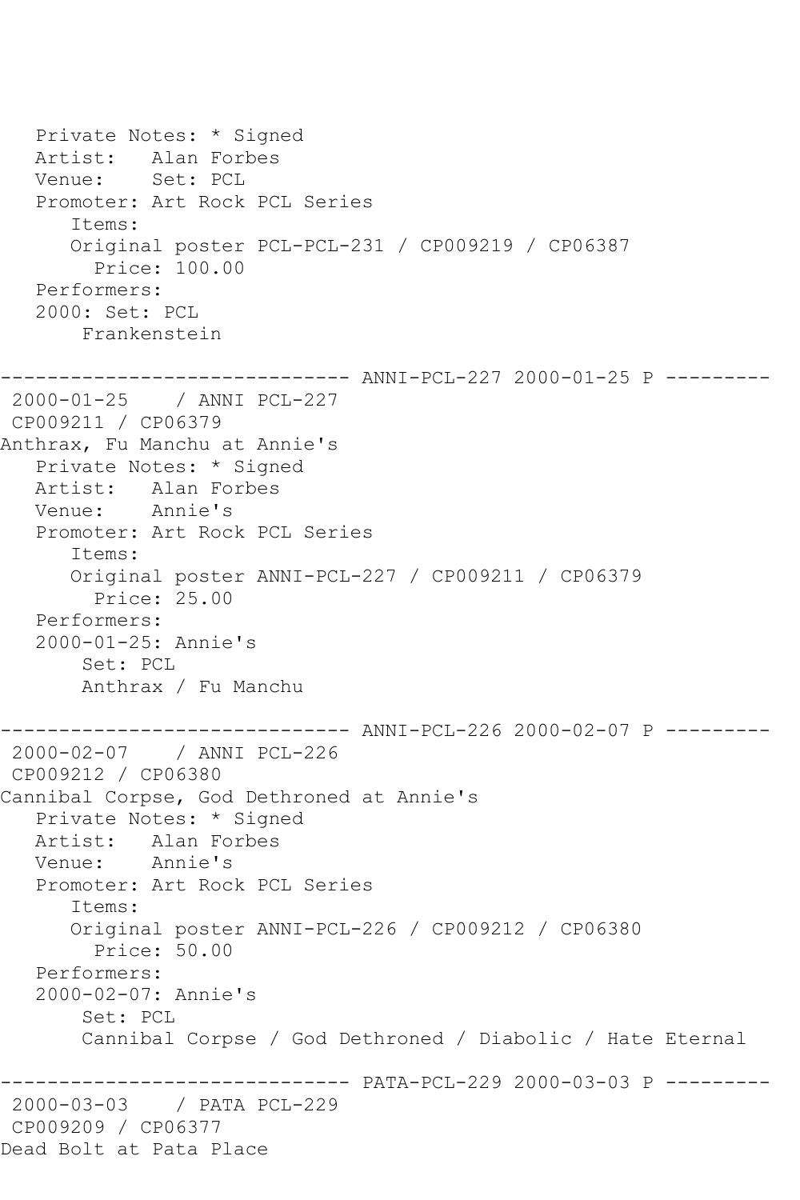```
   Private Notes: * Signed
   Artist:   Alan Forbes
   Venue:    Set: PCL
   Promoter: Art Rock PCL Series
      Items:
      Original poster PCL-PCL-231 / CP009219 / CP06387
        Price: 100.00
   Performers:
   2000: Set: PCL
       Frankenstein

------------------------------ ANNI-PCL-227 2000-01-25 P ---------
 2000-01-25    / ANNI PCL-227
 CP009211 / CP06379
Anthrax, Fu Manchu at Annie's
   Private Notes: * Signed
   Artist:   Alan Forbes
   Venue:    Annie's
   Promoter: Art Rock PCL Series
      Items:
      Original poster ANNI-PCL-227 / CP009211 / CP06379
        Price: 25.00
   Performers:
   2000-01-25: Annie's
       Set: PCL
       Anthrax / Fu Manchu

------------------------------ ANNI-PCL-226 2000-02-07 P ---------
 2000-02-07    / ANNI PCL-226
 CP009212 / CP06380
Cannibal Corpse, God Dethroned at Annie's
   Private Notes: * Signed
   Artist:   Alan Forbes
   Venue:    Annie's
   Promoter: Art Rock PCL Series
      Items:
      Original poster ANNI-PCL-226 / CP009212 / CP06380
        Price: 50.00
   Performers:
   2000-02-07: Annie's
       Set: PCL
       Cannibal Corpse / God Dethroned / Diabolic / Hate Eternal

------------------------------ PATA-PCL-229 2000-03-03 P ---------
 2000-03-03    / PATA PCL-229
 CP009209 / CP06377
Dead Bolt at Pata Place
```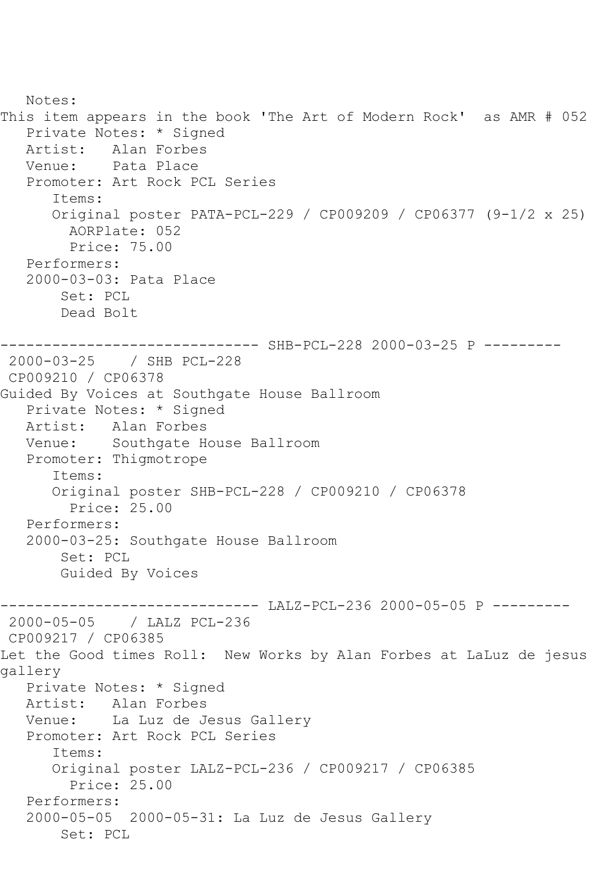```
   Notes:
This item appears in the book 'The Art of Modern Rock'  as AMR # 052
   Private Notes: * Signed
   Artist:   Alan Forbes
   Venue:    Pata Place
   Promoter: Art Rock PCL Series
      Items:
      Original poster PATA-PCL-229 / CP009209 / CP06377 (9-1/2 x 25)
        AORPlate: 052 
        Price: 75.00
   Performers:
   2000-03-03: Pata Place
       Set: PCL
       Dead Bolt

------------------------------ SHB-PCL-228 2000-03-25 P ---------
 2000-03-25    / SHB PCL-228
 CP009210 / CP06378
Guided By Voices at Southgate House Ballroom
   Private Notes: * Signed
   Artist:   Alan Forbes
   Venue:    Southgate House Ballroom
   Promoter: Thigmotrope
      Items:
      Original poster SHB-PCL-228 / CP009210 / CP06378
        Price: 25.00
   Performers:
   2000-03-25: Southgate House Ballroom
       Set: PCL
       Guided By Voices

------------------------------ LALZ-PCL-236 2000-05-05 P ---------
 2000-05-05    / LALZ PCL-236
 CP009217 / CP06385
Let the Good times Roll:  New Works by Alan Forbes at LaLuz de jesus
gallery
   Private Notes: * Signed
   Artist:   Alan Forbes
   Venue:    La Luz de Jesus Gallery
   Promoter: Art Rock PCL Series
      Items:
      Original poster LALZ-PCL-236 / CP009217 / CP06385
        Price: 25.00
   Performers:
   2000-05-05  2000-05-31: La Luz de Jesus Gallery
       Set: PCL
```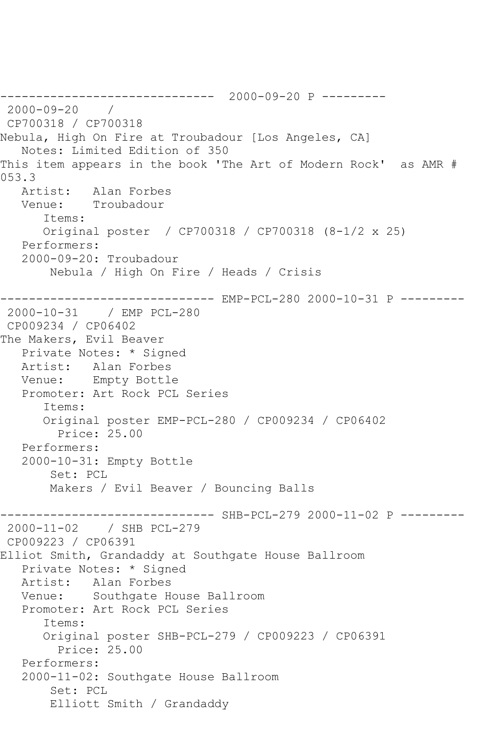------------------------------  2000-09-20 P ---------

2000-09-20    /

CP700318 / CP700318

Nebula, High On Fire at Troubadour [Los Angeles, CA]

Notes: Limited Edition of 350

This item appears in the book 'The Art of Modern Rock'  as AMR # 053.3

Artist:   Alan Forbes

Venue:    Troubadour

Items:

Original poster  / CP700318 / CP700318 (8-1/2 x 25)

Performers:

2000-09-20: Troubadour

Nebula / High On Fire / Heads / Crisis

------------------------------ EMP-PCL-280 2000-10-31 P ---------

2000-10-31    / EMP PCL-280

CP009234 / CP06402

The Makers, Evil Beaver

Private Notes: * Signed

Artist:   Alan Forbes

Venue:    Empty Bottle

Promoter: Art Rock PCL Series

Items:

Original poster EMP-PCL-280 / CP009234 / CP06402

Price: 25.00

Performers:

2000-10-31: Empty Bottle

Set: PCL

Makers / Evil Beaver / Bouncing Balls

------------------------------ SHB-PCL-279 2000-11-02 P ---------

2000-11-02    / SHB PCL-279

CP009223 / CP06391

Elliot Smith, Grandaddy at Southgate House Ballroom

Private Notes: * Signed

Artist:   Alan Forbes

Venue:    Southgate House Ballroom

Promoter: Art Rock PCL Series

Items:

Original poster SHB-PCL-279 / CP009223 / CP06391

Price: 25.00

Performers:

2000-11-02: Southgate House Ballroom

Set: PCL

Elliott Smith / Grandaddy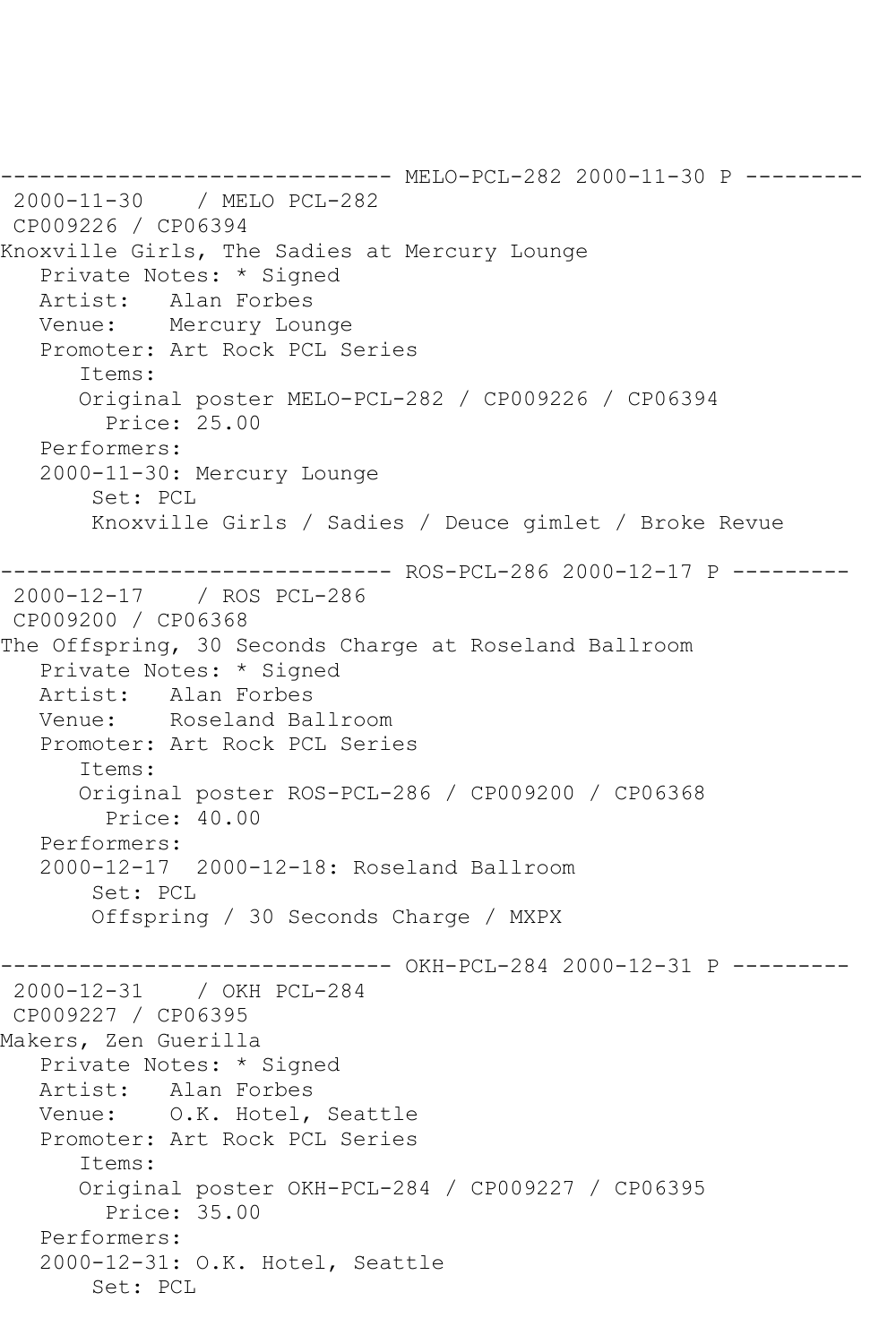------------------------------ MELO-PCL-282 2000-11-30 P ---------
 2000-11-30    / MELO PCL-282
 CP009226 / CP06394
Knoxville Girls, The Sadies at Mercury Lounge
   Private Notes: * Signed
   Artist:   Alan Forbes
   Venue:    Mercury Lounge
   Promoter: Art Rock PCL Series
      Items:
      Original poster MELO-PCL-282 / CP009226 / CP06394
        Price: 25.00
   Performers:
   2000-11-30: Mercury Lounge
       Set: PCL
       Knoxville Girls / Sadies / Deuce gimlet / Broke Revue

------------------------------ ROS-PCL-286 2000-12-17 P ---------
 2000-12-17    / ROS PCL-286
 CP009200 / CP06368
The Offspring, 30 Seconds Charge at Roseland Ballroom
   Private Notes: * Signed
   Artist:   Alan Forbes
   Venue:    Roseland Ballroom
   Promoter: Art Rock PCL Series
      Items:
      Original poster ROS-PCL-286 / CP009200 / CP06368
        Price: 40.00
   Performers:
   2000-12-17  2000-12-18: Roseland Ballroom
       Set: PCL
       Offspring / 30 Seconds Charge / MXPX

------------------------------ OKH-PCL-284 2000-12-31 P ---------
 2000-12-31    / OKH PCL-284
 CP009227 / CP06395
Makers, Zen Guerilla
   Private Notes: * Signed
   Artist:   Alan Forbes
   Venue:    O.K. Hotel, Seattle
   Promoter: Art Rock PCL Series
      Items:
      Original poster OKH-PCL-284 / CP009227 / CP06395
        Price: 35.00
   Performers:
   2000-12-31: O.K. Hotel, Seattle
       Set: PCL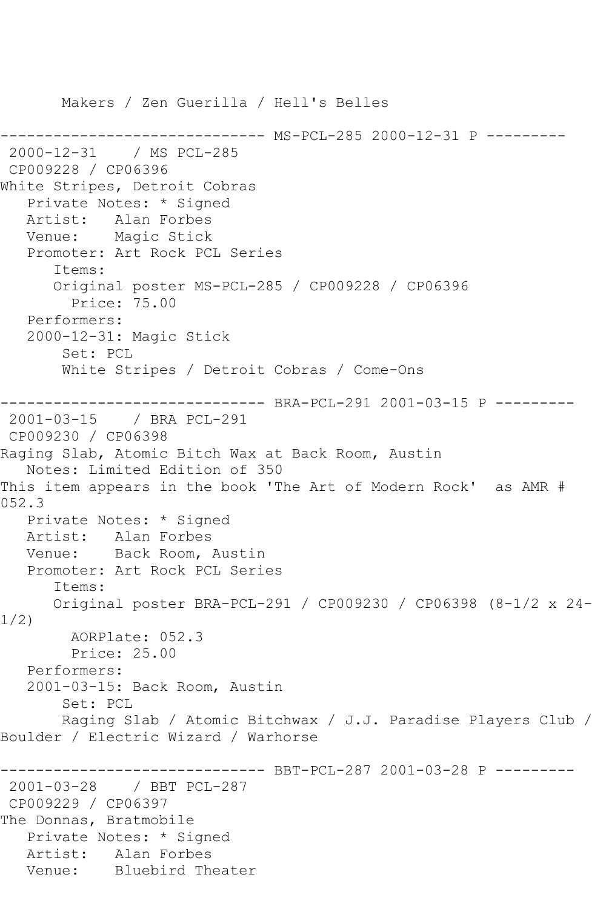Makers / Zen Guerilla / Hell's Belles

------------------------------ MS-PCL-285 2000-12-31 P ---------
2000-12-31 / MS PCL-285
CP009228 / CP06396
White Stripes, Detroit Cobras
Private Notes: * Signed
Artist: Alan Forbes
Venue: Magic Stick
Promoter: Art Rock PCL Series
Items:
Original poster MS-PCL-285 / CP009228 / CP06396
Price: 75.00
Performers:
2000-12-31: Magic Stick
Set: PCL
White Stripes / Detroit Cobras / Come-Ons

------------------------------ BRA-PCL-291 2001-03-15 P ---------
2001-03-15 / BRA PCL-291
CP009230 / CP06398
Raging Slab, Atomic Bitch Wax at Back Room, Austin
Notes: Limited Edition of 350
This item appears in the book 'The Art of Modern Rock' as AMR # 052.3
Private Notes: * Signed
Artist: Alan Forbes
Venue: Back Room, Austin
Promoter: Art Rock PCL Series
Items:
Original poster BRA-PCL-291 / CP009230 / CP06398 (8-1/2 x 24-1/2)
AORPlate: 052.3
Price: 25.00
Performers:
2001-03-15: Back Room, Austin
Set: PCL
Raging Slab / Atomic Bitchwax / J.J. Paradise Players Club / Boulder / Electric Wizard / Warhorse

------------------------------ BBT-PCL-287 2001-03-28 P ---------
2001-03-28 / BBT PCL-287
CP009229 / CP06397
The Donnas, Bratmobile
Private Notes: * Signed
Artist: Alan Forbes
Venue: Bluebird Theater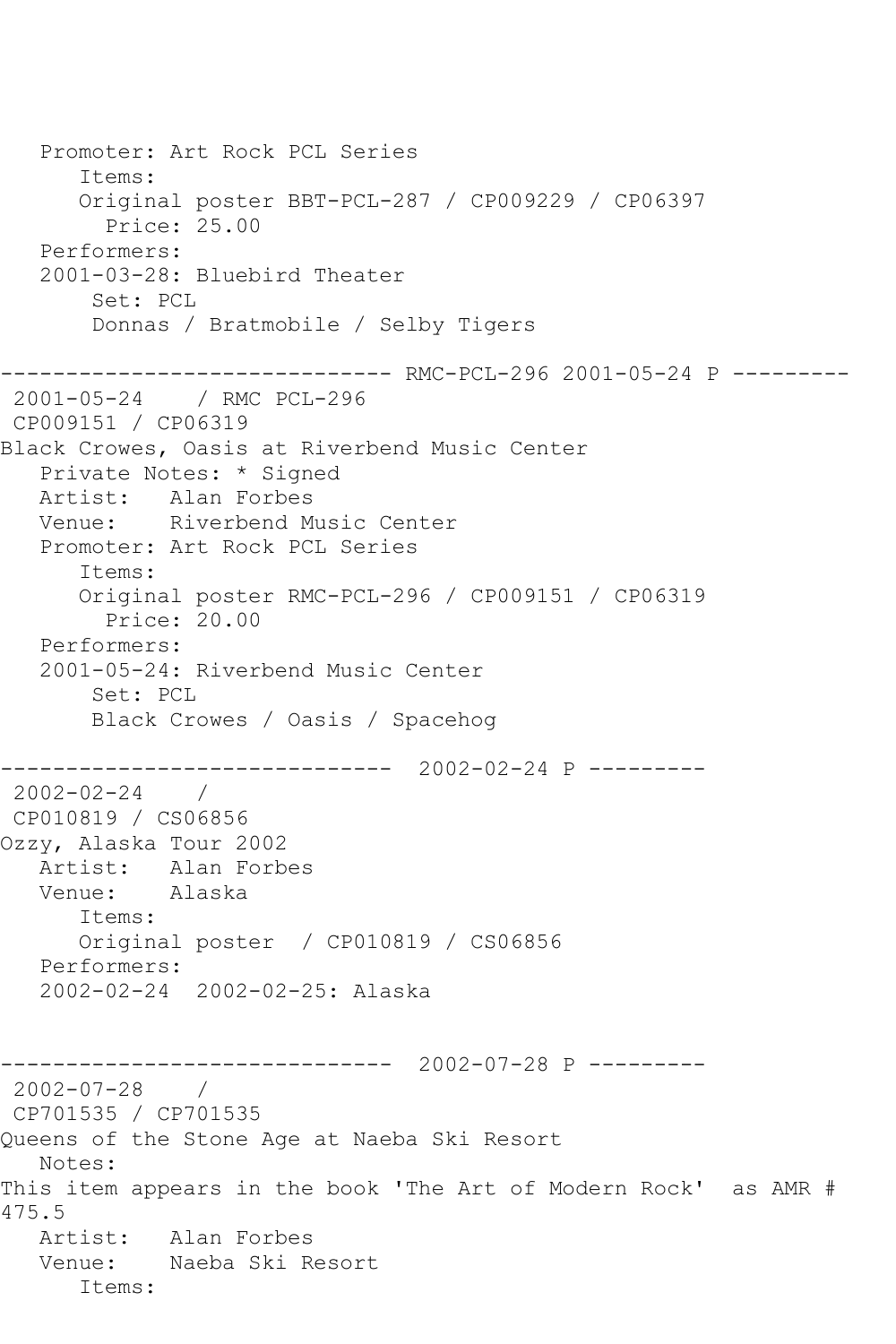Promoter: Art Rock PCL Series
Items:
Original poster BBT-PCL-287 / CP009229 / CP06397
Price: 25.00
Performers:
2001-03-28: Bluebird Theater
Set: PCL
Donnas / Bratmobile / Selby Tigers

------------------------------ RMC-PCL-296 2001-05-24 P ---------

2001-05-24 / RMC PCL-296
CP009151 / CP06319
Black Crowes, Oasis at Riverbend Music Center
Private Notes: * Signed
Artist: Alan Forbes
Venue: Riverbend Music Center
Promoter: Art Rock PCL Series
Items:
Original poster RMC-PCL-296 / CP009151 / CP06319
Price: 20.00
Performers:
2001-05-24: Riverbend Music Center
Set: PCL
Black Crowes / Oasis / Spacehog

------------------------------ 2002-02-24 P ---------

2002-02-24 /
CP010819 / CS06856
Ozzy, Alaska Tour 2002
Artist: Alan Forbes
Venue: Alaska
Items:
Original poster / CP010819 / CS06856
Performers:
2002-02-24 2002-02-25: Alaska

------------------------------ 2002-07-28 P ---------

2002-07-28 /
CP701535 / CP701535
Queens of the Stone Age at Naeba Ski Resort
Notes:
This item appears in the book 'The Art of Modern Rock' as AMR # 475.5
Artist: Alan Forbes
Venue: Naeba Ski Resort
Items: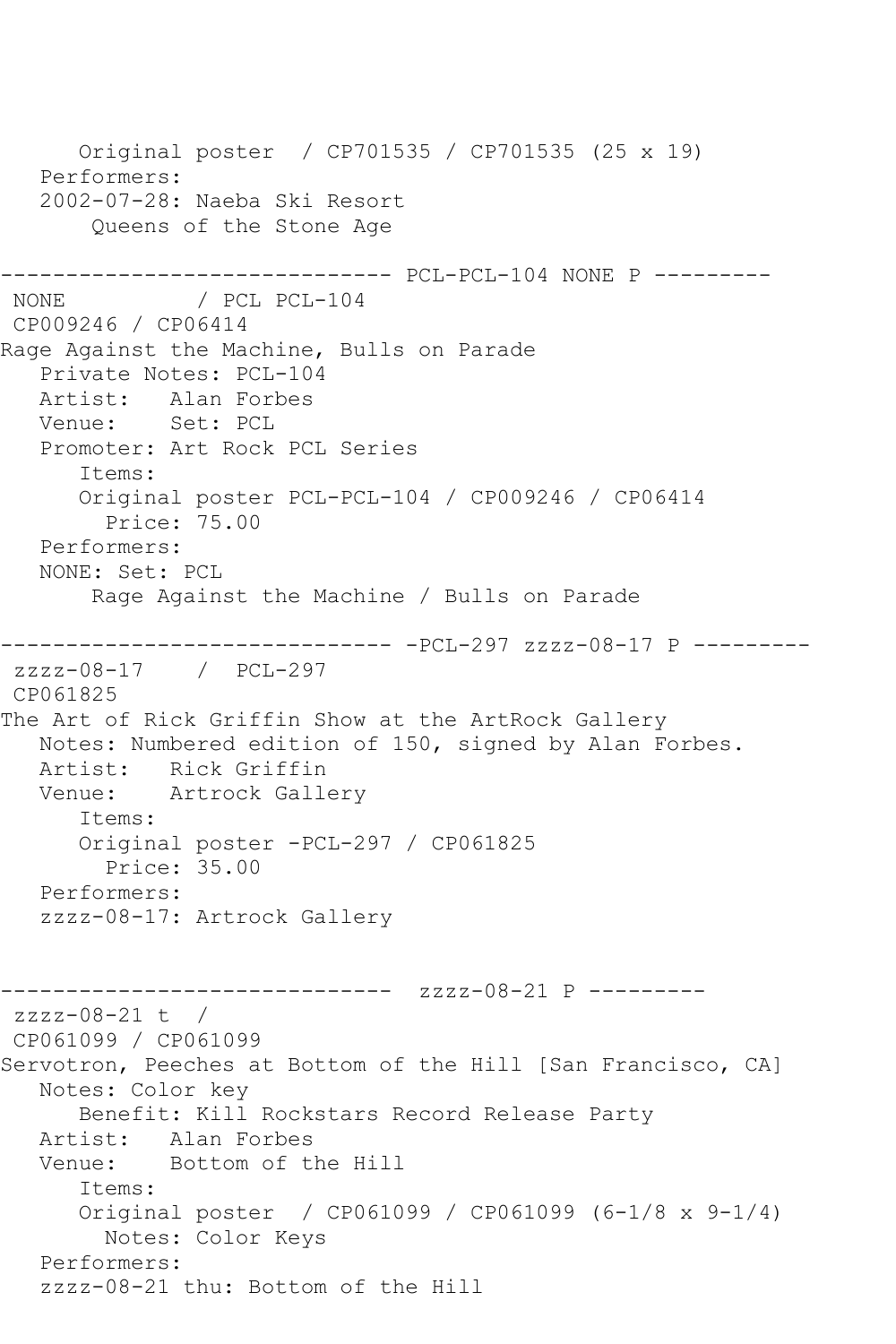```
      Original poster  / CP701535 / CP701535 (25 x 19)
   Performers:
   2002-07-28: Naeba Ski Resort
       Queens of the Stone Age

------------------------------ PCL-PCL-104 NONE P ---------
 NONE          / PCL PCL-104
 CP009246 / CP06414
Rage Against the Machine, Bulls on Parade
   Private Notes: PCL-104
   Artist:   Alan Forbes
   Venue:    Set: PCL
   Promoter: Art Rock PCL Series
      Items:
      Original poster PCL-PCL-104 / CP009246 / CP06414
        Price: 75.00
   Performers:
   NONE: Set: PCL
       Rage Against the Machine / Bulls on Parade

------------------------------ -PCL-297 zzzz-08-17 P ---------
 zzzz-08-17    /  PCL-297
 CP061825
The Art of Rick Griffin Show at the ArtRock Gallery
   Notes: Numbered edition of 150, signed by Alan Forbes.
   Artist:   Rick Griffin
   Venue:    Artrock Gallery
      Items:
      Original poster -PCL-297 / CP061825
        Price: 35.00
   Performers:
   zzzz-08-17: Artrock Gallery


------------------------------  zzzz-08-21 P ---------
 zzzz-08-21 t  /
 CP061099 / CP061099
Servotron, Peeches at Bottom of the Hill [San Francisco, CA]
   Notes: Color key
      Benefit: Kill Rockstars Record Release Party
   Artist:   Alan Forbes
   Venue:    Bottom of the Hill
      Items:
      Original poster  / CP061099 / CP061099 (6-1/8 x 9-1/4)
        Notes: Color Keys
   Performers:
   zzzz-08-21 thu: Bottom of the Hill
```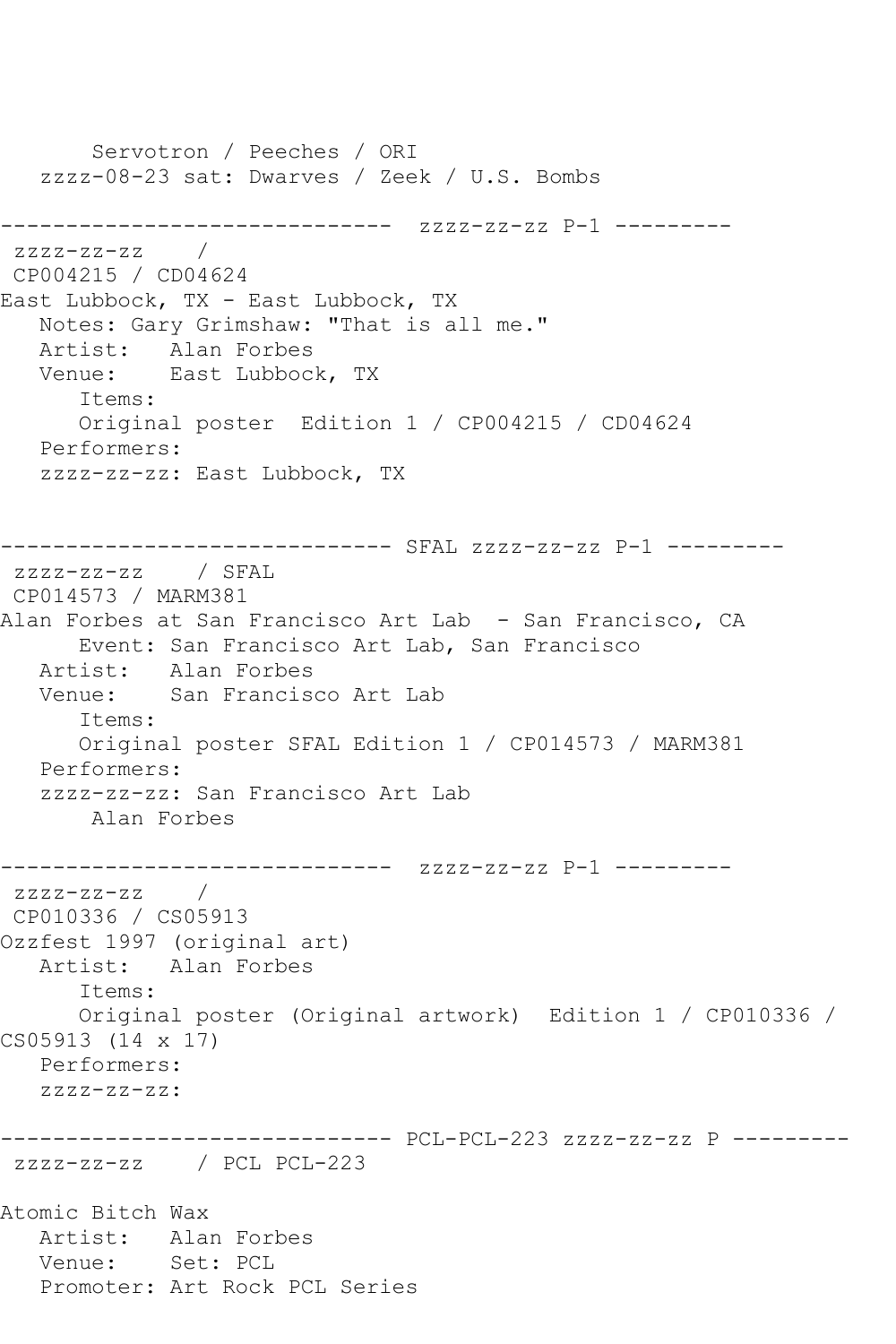Servotron / Peeches / ORI
zzzz-08-23 sat: Dwarves / Zeek / U.S. Bombs

------------------------------ zzzz-zz-zz P-1 ---------
zzzz-zz-zz /
CP004215 / CD04624
East Lubbock, TX - East Lubbock, TX
Notes: Gary Grimshaw: "That is all me."
Artist: Alan Forbes
Venue: East Lubbock, TX
Items:
Original poster Edition 1 / CP004215 / CD04624
Performers:
zzzz-zz-zz: East Lubbock, TX

------------------------------ SFAL zzzz-zz-zz P-1 ---------
zzzz-zz-zz / SFAL
CP014573 / MARM381
Alan Forbes at San Francisco Art Lab - San Francisco, CA
Event: San Francisco Art Lab, San Francisco
Artist: Alan Forbes
Venue: San Francisco Art Lab
Items:
Original poster SFAL Edition 1 / CP014573 / MARM381
Performers:
zzzz-zz-zz: San Francisco Art Lab
Alan Forbes

------------------------------ zzzz-zz-zz P-1 ---------
zzzz-zz-zz /
CP010336 / CS05913
Ozzfest 1997 (original art)
Artist: Alan Forbes
Items:
Original poster (Original artwork) Edition 1 / CP010336 / CS05913 (14 x 17)
Performers:
zzzz-zz-zz:

------------------------------ PCL-PCL-223 zzzz-zz-zz P ---------
zzzz-zz-zz / PCL PCL-223

Atomic Bitch Wax
Artist: Alan Forbes
Venue: Set: PCL
Promoter: Art Rock PCL Series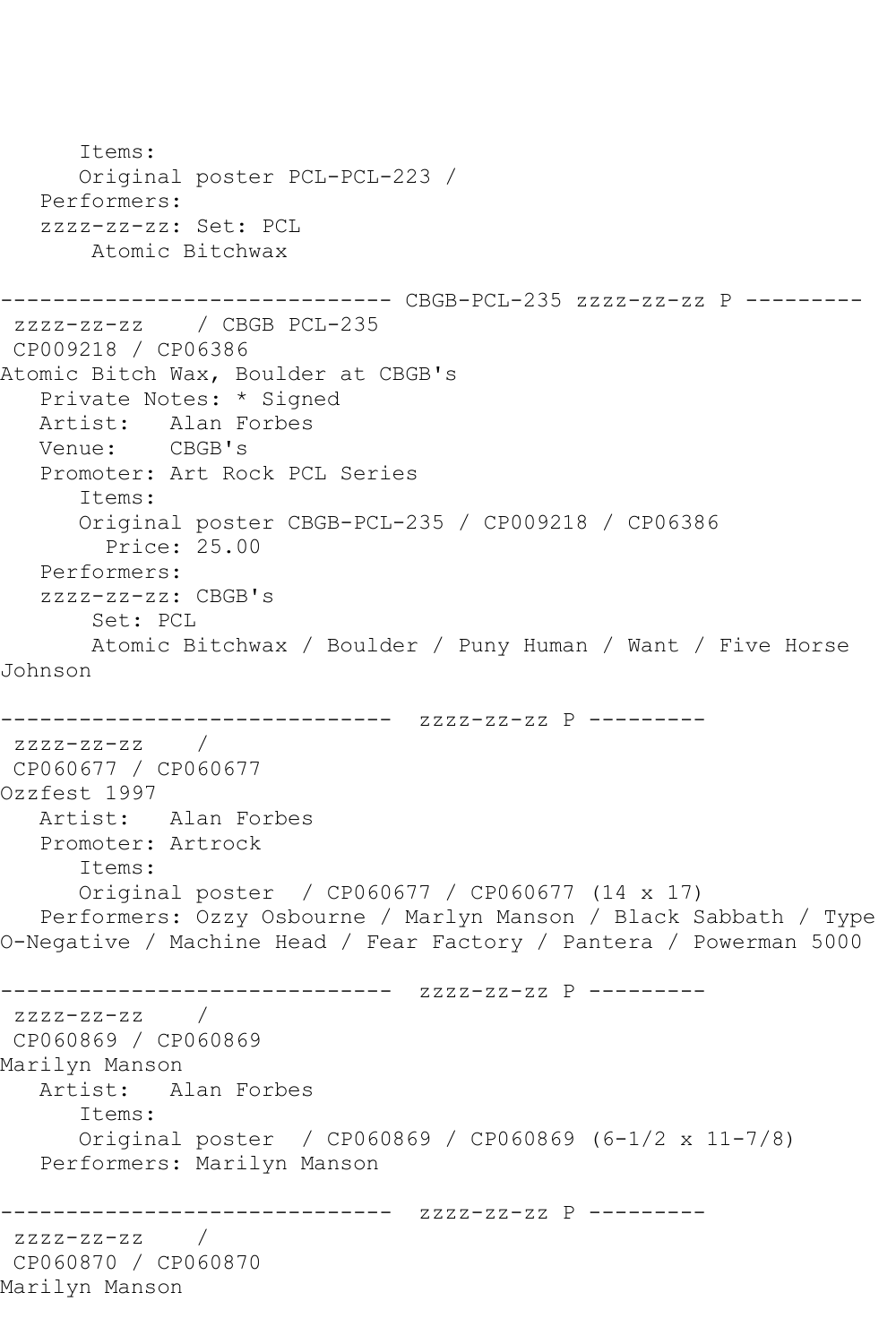Items:
      Original poster PCL-PCL-223 /
   Performers:
   zzzz-zz-zz: Set: PCL
       Atomic Bitchwax

------------------------------ CBGB-PCL-235 zzzz-zz-zz P ---------
 zzzz-zz-zz    / CBGB PCL-235
 CP009218 / CP06386
Atomic Bitch Wax, Boulder at CBGB's
   Private Notes: * Signed
   Artist:   Alan Forbes
   Venue:    CBGB's
   Promoter: Art Rock PCL Series
      Items:
      Original poster CBGB-PCL-235 / CP009218 / CP06386
        Price: 25.00
   Performers:
   zzzz-zz-zz: CBGB's
       Set: PCL
       Atomic Bitchwax / Boulder / Puny Human / Want / Five Horse
Johnson

------------------------------  zzzz-zz-zz P ---------
 zzzz-zz-zz    /
 CP060677 / CP060677
Ozzfest 1997
   Artist:   Alan Forbes
   Promoter: Artrock
      Items:
      Original poster  / CP060677 / CP060677 (14 x 17)
   Performers: Ozzy Osbourne / Marlyn Manson / Black Sabbath / Type
O-Negative / Machine Head / Fear Factory / Pantera / Powerman 5000

------------------------------  zzzz-zz-zz P ---------
 zzzz-zz-zz    /
 CP060869 / CP060869
Marilyn Manson
   Artist:   Alan Forbes
      Items:
      Original poster  / CP060869 / CP060869 (6-1/2 x 11-7/8)
   Performers: Marilyn Manson

------------------------------  zzzz-zz-zz P ---------
 zzzz-zz-zz    /
 CP060870 / CP060870
Marilyn Manson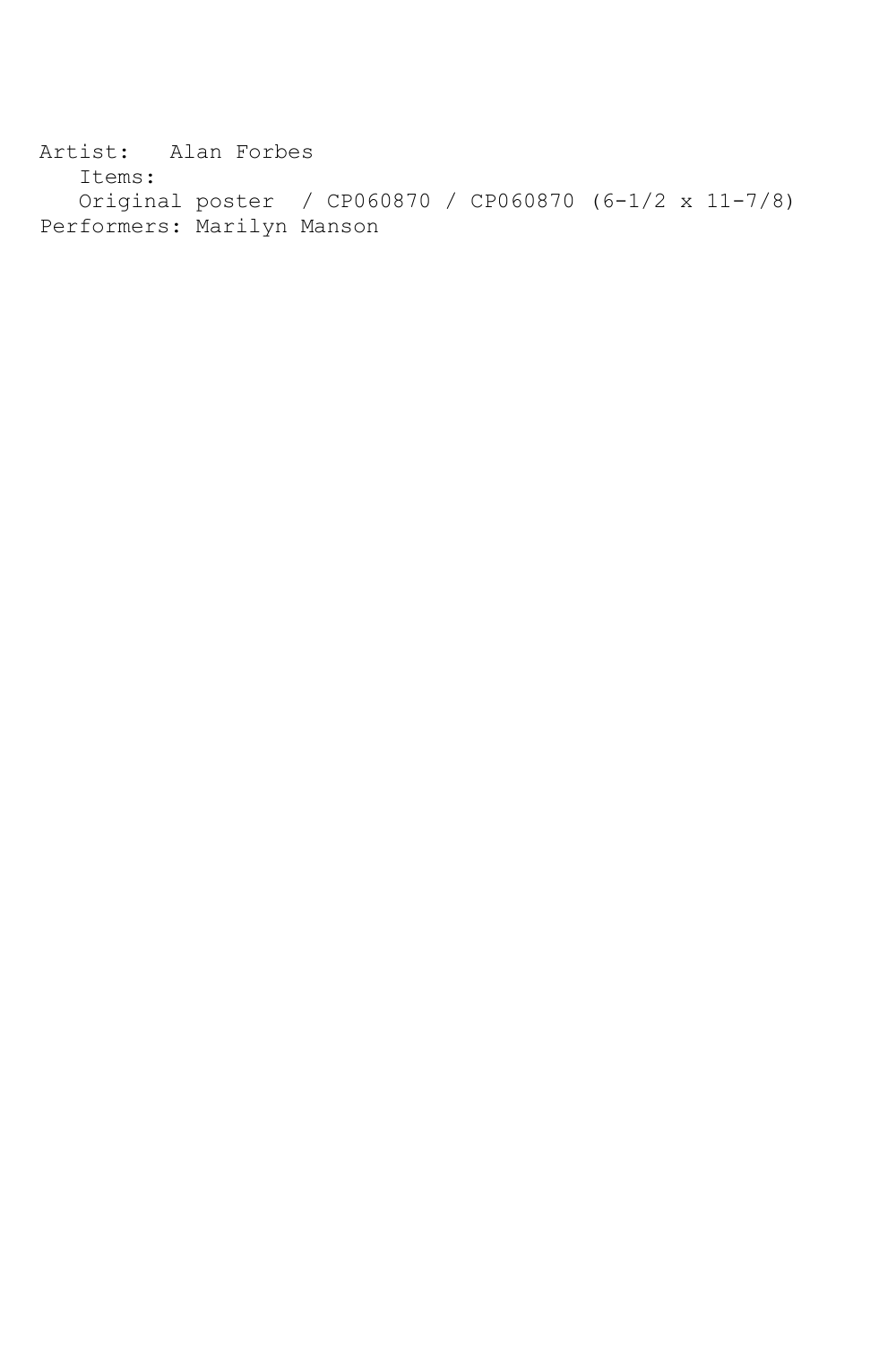Artist: Alan Forbes

Items:

Original poster / CP060870 / CP060870 (6-1/2 x 11-7/8)

Performers: Marilyn Manson